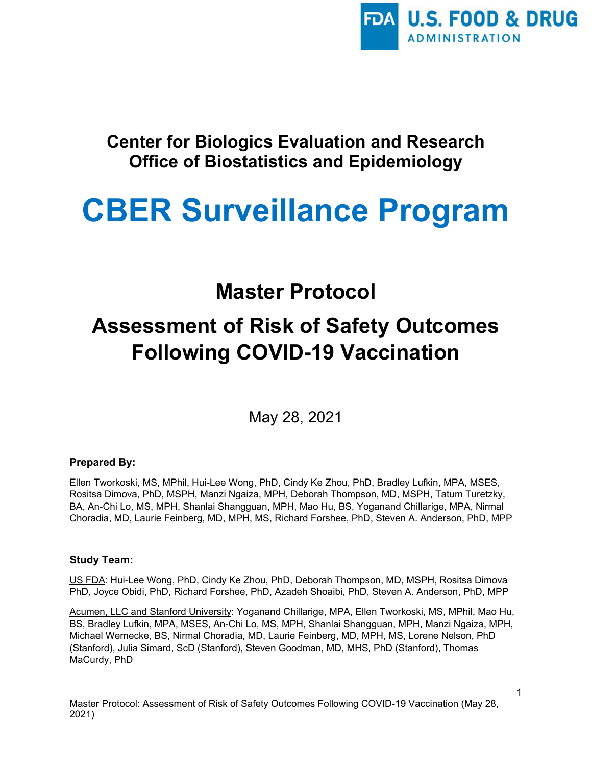U.S. FOOD & DRUG ADMINISTRATION

## Center for Biologics Evaluation and Research
## Office of Biostatistics and Epidemiology

# CBER Surveillance Program

## Master Protocol

## Assessment of Risk of Safety Outcomes Following COVID-19 Vaccination

May 28, 2021

**Prepared By:**

Ellen Tworkoski, MS, MPhil, Hui-Lee Wong, PhD, Cindy Ke Zhou, PhD, Bradley Lufkin, MPA, MSES, Rositsa Dimova, PhD, MSPH, Manzi Ngaiza, MPH, Deborah Thompson, MD, MSPH, Tatum Turetzky, BA, An-Chi Lo, MS, MPH, Shanlai Shangguan, MPH, Mao Hu, BS, Yoganand Chillarige, MPA, Nirmal Choradia, MD, Laurie Feinberg, MD, MPH, MS, Richard Forshee, PhD, Steven A. Anderson, PhD, MPP

**Study Team:**

US FDA: Hui-Lee Wong, PhD, Cindy Ke Zhou, PhD, Deborah Thompson, MD, MSPH, Rositsa Dimova PhD, Joyce Obidi, PhD, Richard Forshee, PhD, Azadeh Shoaibi, PhD, Steven A. Anderson, PhD, MPP

Acumen, LLC and Stanford University: Yoganand Chillarige, MPA, Ellen Tworkoski, MS, MPhil, Mao Hu, BS, Bradley Lufkin, MPA, MSES, An-Chi Lo, MS, MPH, Shanlai Shangguan, MPH, Manzi Ngaiza, MPH, Michael Wernecke, BS, Nirmal Choradia, MD, Laurie Feinberg, MD, MPH, MS, Lorene Nelson, PhD (Stanford), Julia Simard, ScD (Stanford), Steven Goodman, MD, MHS, PhD (Stanford), Thomas MaCurdy, PhD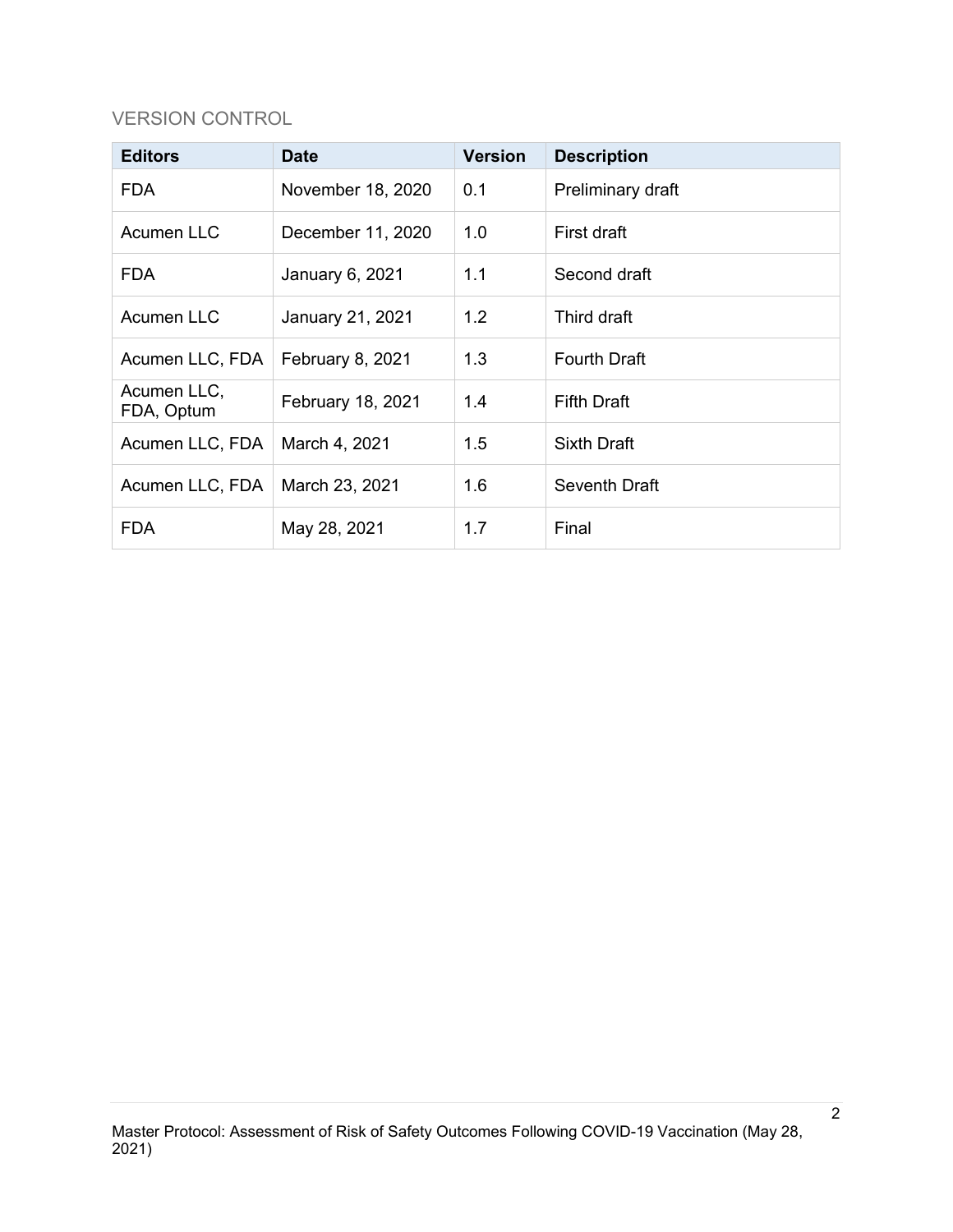## VERSION CONTROL

| Editors | Date | Version | Description |
|---|---|---|---|
| FDA | November 18, 2020 | 0.1 | Preliminary draft |
| Acumen LLC | December 11, 2020 | 1.0 | First draft |
| FDA | January 6, 2021 | 1.1 | Second draft |
| Acumen LLC | January 21, 2021 | 1.2 | Third draft |
| Acumen LLC, FDA | February 8, 2021 | 1.3 | Fourth Draft |
| Acumen LLC, FDA, Optum | February 18, 2021 | 1.4 | Fifth Draft |
| Acumen LLC, FDA | March 4, 2021 | 1.5 | Sixth Draft |
| Acumen LLC, FDA | March 23, 2021 | 1.6 | Seventh Draft |
| FDA | May 28, 2021 | 1.7 | Final |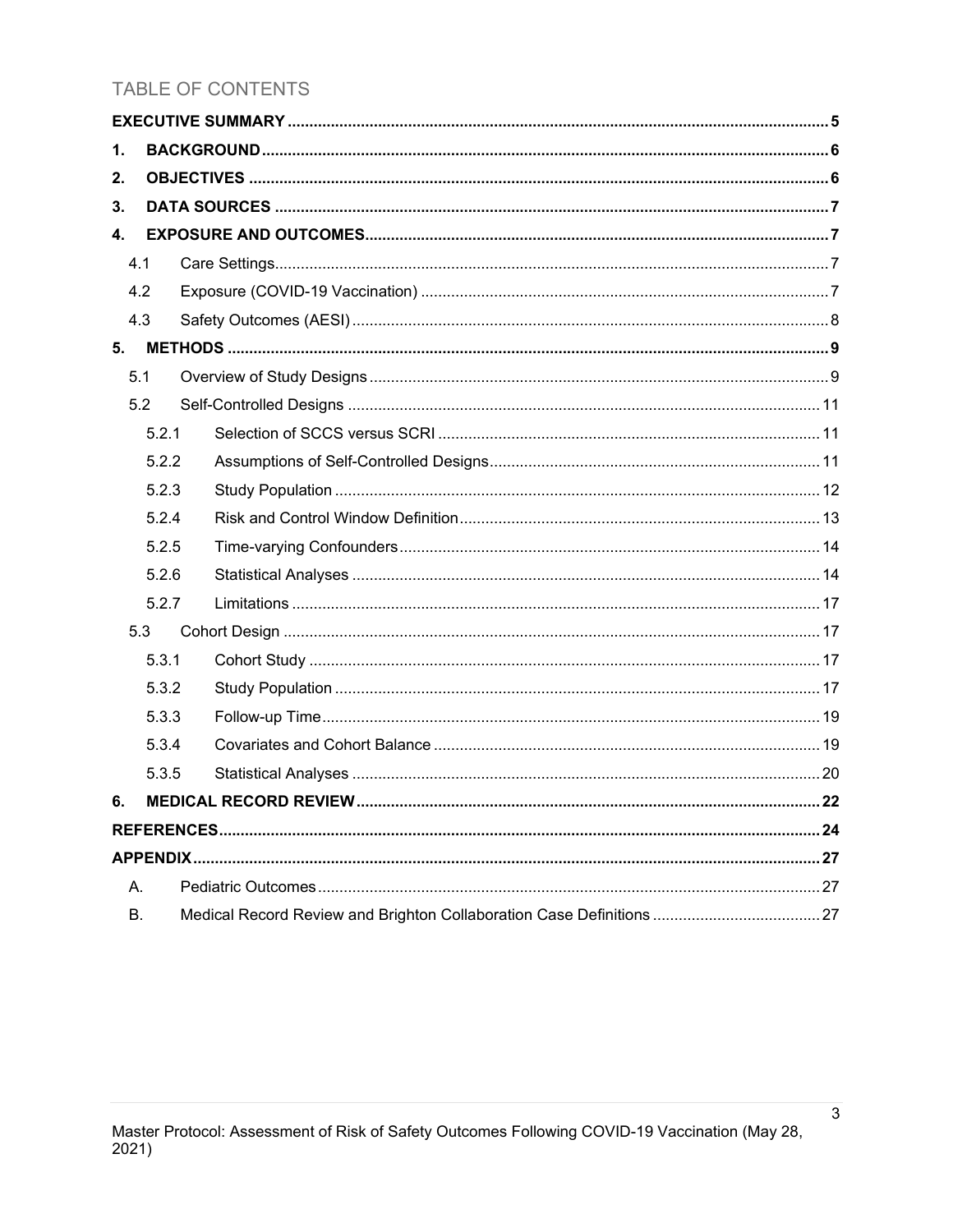# TABLE OF CONTENTS

| | | |
|---|---|---|
| **EXECUTIVE SUMMARY** | | **5** |
| **1.** | **BACKGROUND** | **6** |
| **2.** | **OBJECTIVES** | **6** |
| **3.** | **DATA SOURCES** | **7** |
| **4.** | **EXPOSURE AND OUTCOMES** | **7** |
| 4.1 | Care Settings | 7 |
| 4.2 | Exposure (COVID-19 Vaccination) | 7 |
| 4.3 | Safety Outcomes (AESI) | 8 |
| **5.** | **METHODS** | **9** |
| 5.1 | Overview of Study Designs | 9 |
| 5.2 | Self-Controlled Designs | 11 |
| 5.2.1 | Selection of SCCS versus SCRI | 11 |
| 5.2.2 | Assumptions of Self-Controlled Designs | 11 |
| 5.2.3 | Study Population | 12 |
| 5.2.4 | Risk and Control Window Definition | 13 |
| 5.2.5 | Time-varying Confounders | 14 |
| 5.2.6 | Statistical Analyses | 14 |
| 5.2.7 | Limitations | 17 |
| 5.3 | Cohort Design | 17 |
| 5.3.1 | Cohort Study | 17 |
| 5.3.2 | Study Population | 17 |
| 5.3.3 | Follow-up Time | 19 |
| 5.3.4 | Covariates and Cohort Balance | 19 |
| 5.3.5 | Statistical Analyses | 20 |
| **6.** | **MEDICAL RECORD REVIEW** | **22** |
| **REFERENCES** | | **24** |
| **APPENDIX** | | **27** |
| A. | Pediatric Outcomes | 27 |
| B. | Medical Record Review and Brighton Collaboration Case Definitions | 27 |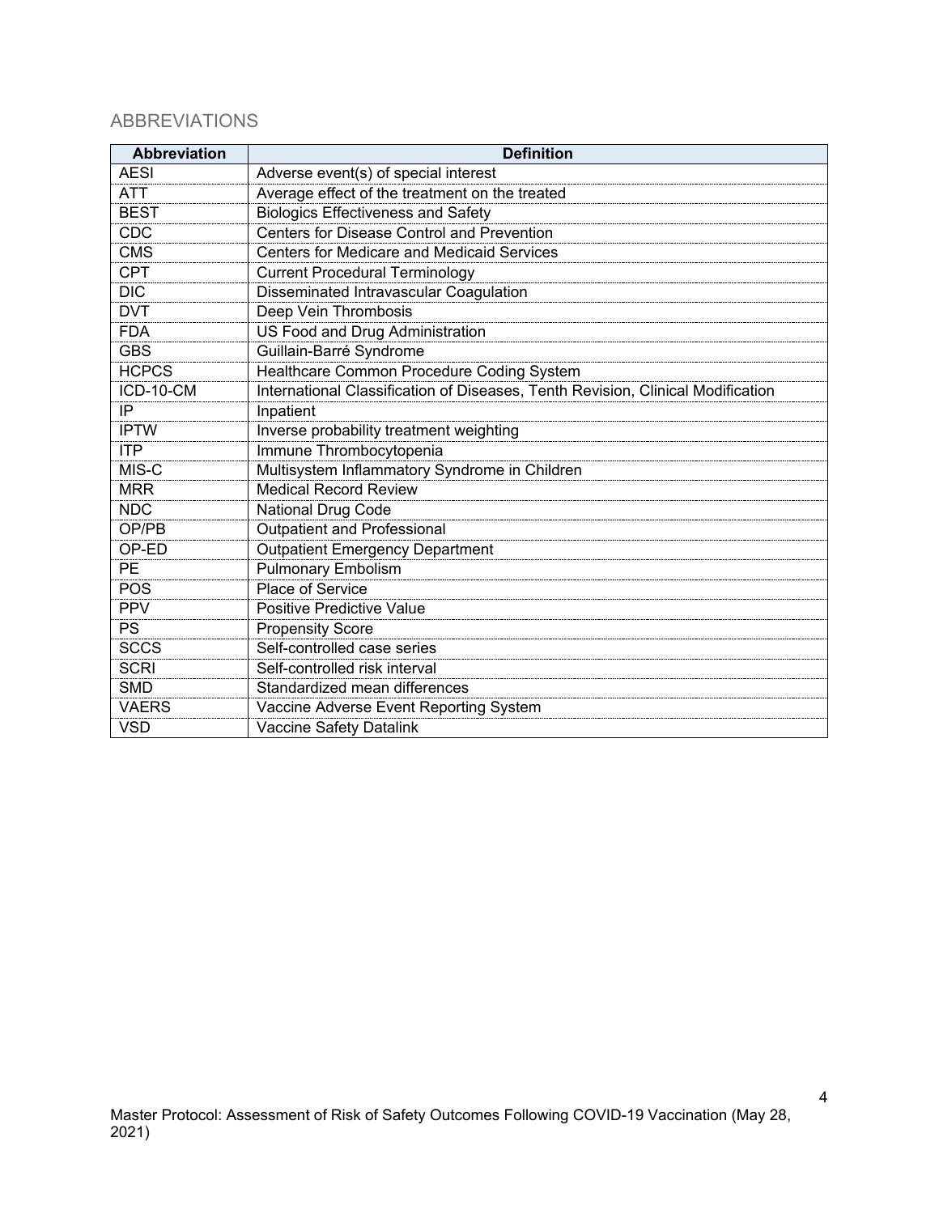## ABBREVIATIONS

| Abbreviation | Definition |
|---|---|
| AESI | Adverse event(s) of special interest |
| ATT | Average effect of the treatment on the treated |
| BEST | Biologics Effectiveness and Safety |
| CDC | Centers for Disease Control and Prevention |
| CMS | Centers for Medicare and Medicaid Services |
| CPT | Current Procedural Terminology |
| DIC | Disseminated Intravascular Coagulation |
| DVT | Deep Vein Thrombosis |
| FDA | US Food and Drug Administration |
| GBS | Guillain-Barré Syndrome |
| HCPCS | Healthcare Common Procedure Coding System |
| ICD-10-CM | International Classification of Diseases, Tenth Revision, Clinical Modification |
| IP | Inpatient |
| IPTW | Inverse probability treatment weighting |
| ITP | Immune Thrombocytopenia |
| MIS-C | Multisystem Inflammatory Syndrome in Children |
| MRR | Medical Record Review |
| NDC | National Drug Code |
| OP/PB | Outpatient and Professional |
| OP-ED | Outpatient Emergency Department |
| PE | Pulmonary Embolism |
| POS | Place of Service |
| PPV | Positive Predictive Value |
| PS | Propensity Score |
| SCCS | Self-controlled case series |
| SCRI | Self-controlled risk interval |
| SMD | Standardized mean differences |
| VAERS | Vaccine Adverse Event Reporting System |
| VSD | Vaccine Safety Datalink |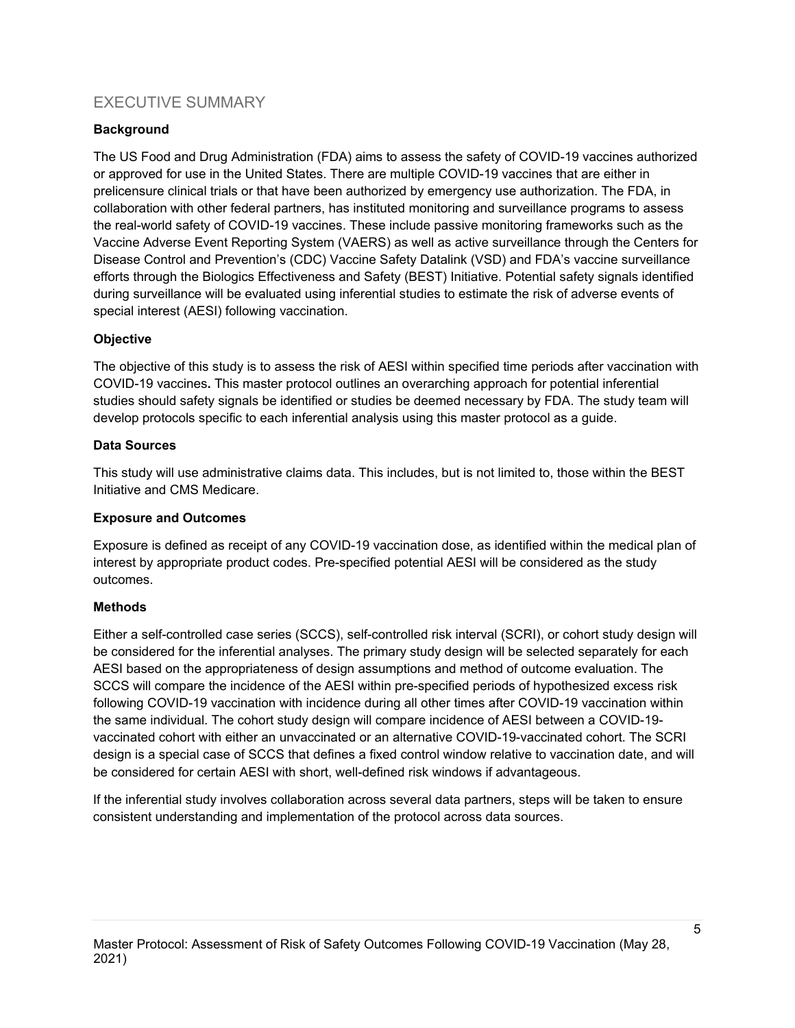## EXECUTIVE SUMMARY

**Background**

The US Food and Drug Administration (FDA) aims to assess the safety of COVID-19 vaccines authorized or approved for use in the United States. There are multiple COVID-19 vaccines that are either in prelicensure clinical trials or that have been authorized by emergency use authorization. The FDA, in collaboration with other federal partners, has instituted monitoring and surveillance programs to assess the real-world safety of COVID-19 vaccines. These include passive monitoring frameworks such as the Vaccine Adverse Event Reporting System (VAERS) as well as active surveillance through the Centers for Disease Control and Prevention's (CDC) Vaccine Safety Datalink (VSD) and FDA's vaccine surveillance efforts through the Biologics Effectiveness and Safety (BEST) Initiative. Potential safety signals identified during surveillance will be evaluated using inferential studies to estimate the risk of adverse events of special interest (AESI) following vaccination.

**Objective**

The objective of this study is to assess the risk of AESI within specified time periods after vaccination with COVID-19 vaccines**.** This master protocol outlines an overarching approach for potential inferential studies should safety signals be identified or studies be deemed necessary by FDA. The study team will develop protocols specific to each inferential analysis using this master protocol as a guide.

**Data Sources**

This study will use administrative claims data. This includes, but is not limited to, those within the BEST Initiative and CMS Medicare.

**Exposure and Outcomes**

Exposure is defined as receipt of any COVID-19 vaccination dose, as identified within the medical plan of interest by appropriate product codes. Pre-specified potential AESI will be considered as the study outcomes.

**Methods**

Either a self-controlled case series (SCCS), self-controlled risk interval (SCRI), or cohort study design will be considered for the inferential analyses. The primary study design will be selected separately for each AESI based on the appropriateness of design assumptions and method of outcome evaluation. The SCCS will compare the incidence of the AESI within pre-specified periods of hypothesized excess risk following COVID-19 vaccination with incidence during all other times after COVID-19 vaccination within the same individual. The cohort study design will compare incidence of AESI between a COVID-19-vaccinated cohort with either an unvaccinated or an alternative COVID-19-vaccinated cohort. The SCRI design is a special case of SCCS that defines a fixed control window relative to vaccination date, and will be considered for certain AESI with short, well-defined risk windows if advantageous.

If the inferential study involves collaboration across several data partners, steps will be taken to ensure consistent understanding and implementation of the protocol across data sources.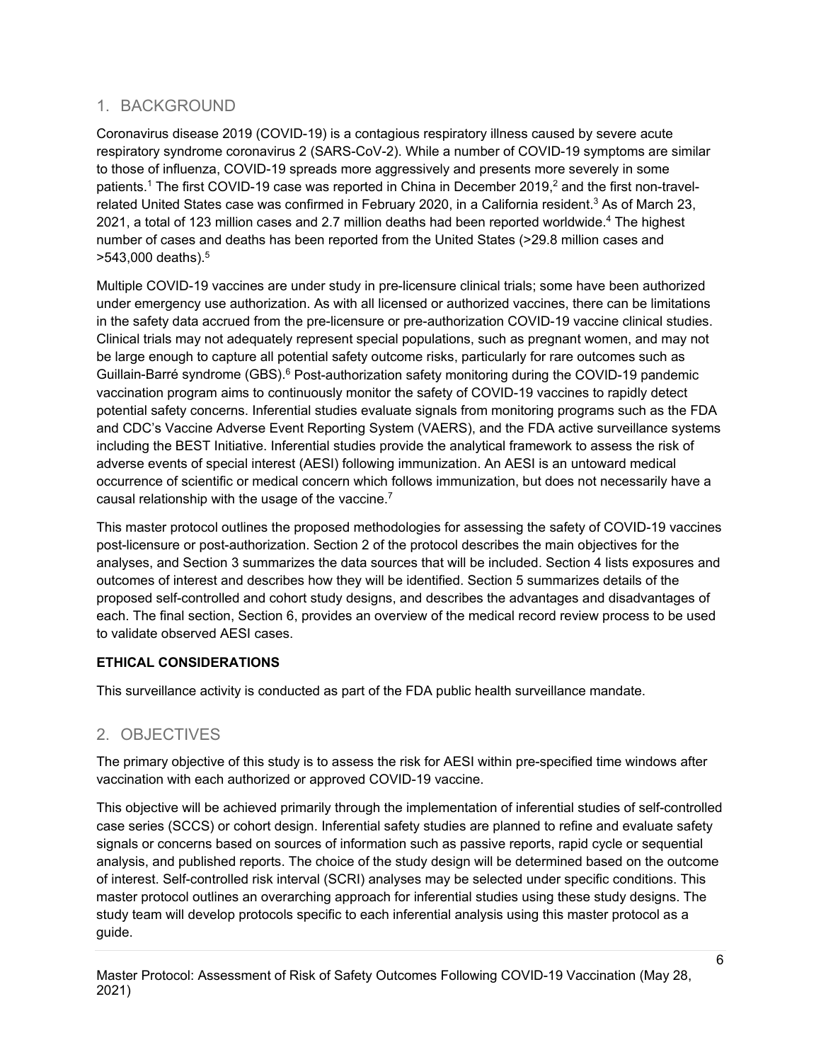## 1. BACKGROUND

Coronavirus disease 2019 (COVID-19) is a contagious respiratory illness caused by severe acute respiratory syndrome coronavirus 2 (SARS-CoV-2). While a number of COVID-19 symptoms are similar to those of influenza, COVID-19 spreads more aggressively and presents more severely in some patients.[1] The first COVID-19 case was reported in China in December 2019,[2] and the first non-travel-related United States case was confirmed in February 2020, in a California resident.[3] As of March 23, 2021, a total of 123 million cases and 2.7 million deaths had been reported worldwide.[4] The highest number of cases and deaths has been reported from the United States (>29.8 million cases and >543,000 deaths).[5]

Multiple COVID-19 vaccines are under study in pre-licensure clinical trials; some have been authorized under emergency use authorization. As with all licensed or authorized vaccines, there can be limitations in the safety data accrued from the pre-licensure or pre-authorization COVID-19 vaccine clinical studies. Clinical trials may not adequately represent special populations, such as pregnant women, and may not be large enough to capture all potential safety outcome risks, particularly for rare outcomes such as Guillain-Barré syndrome (GBS).[6] Post-authorization safety monitoring during the COVID-19 pandemic vaccination program aims to continuously monitor the safety of COVID-19 vaccines to rapidly detect potential safety concerns. Inferential studies evaluate signals from monitoring programs such as the FDA and CDC's Vaccine Adverse Event Reporting System (VAERS), and the FDA active surveillance systems including the BEST Initiative. Inferential studies provide the analytical framework to assess the risk of adverse events of special interest (AESI) following immunization. An AESI is an untoward medical occurrence of scientific or medical concern which follows immunization, but does not necessarily have a causal relationship with the usage of the vaccine.[7]

This master protocol outlines the proposed methodologies for assessing the safety of COVID-19 vaccines post-licensure or post-authorization. Section 2 of the protocol describes the main objectives for the analyses, and Section 3 summarizes the data sources that will be included. Section 4 lists exposures and outcomes of interest and describes how they will be identified. Section 5 summarizes details of the proposed self-controlled and cohort study designs, and describes the advantages and disadvantages of each. The final section, Section 6, provides an overview of the medical record review process to be used to validate observed AESI cases.

**ETHICAL CONSIDERATIONS**

This surveillance activity is conducted as part of the FDA public health surveillance mandate.

## 2. OBJECTIVES

The primary objective of this study is to assess the risk for AESI within pre-specified time windows after vaccination with each authorized or approved COVID-19 vaccine.

This objective will be achieved primarily through the implementation of inferential studies of self-controlled case series (SCCS) or cohort design. Inferential safety studies are planned to refine and evaluate safety signals or concerns based on sources of information such as passive reports, rapid cycle or sequential analysis, and published reports. The choice of the study design will be determined based on the outcome of interest. Self-controlled risk interval (SCRI) analyses may be selected under specific conditions. This master protocol outlines an overarching approach for inferential studies using these study designs. The study team will develop protocols specific to each inferential analysis using this master protocol as a guide.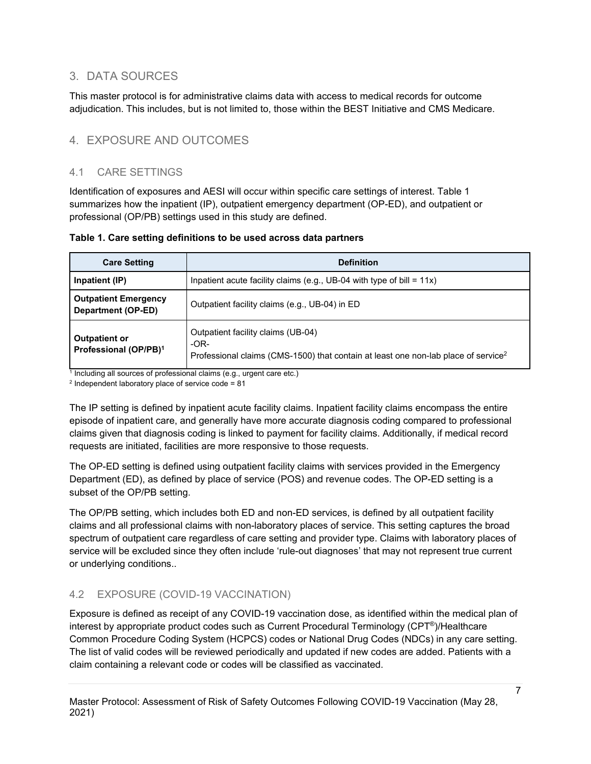## 3. DATA SOURCES

This master protocol is for administrative claims data with access to medical records for outcome adjudication. This includes, but is not limited to, those within the BEST Initiative and CMS Medicare.

## 4. EXPOSURE AND OUTCOMES

### 4.1 CARE SETTINGS

Identification of exposures and AESI will occur within specific care settings of interest. Table 1 summarizes how the inpatient (IP), outpatient emergency department (OP-ED), and outpatient or professional (OP/PB) settings used in this study are defined.

**Table 1. Care setting definitions to be used across data partners**

| Care Setting | Definition |
|---|---|
| **Inpatient (IP)** | Inpatient acute facility claims (e.g., UB-04 with type of bill = 11x) |
| **Outpatient Emergency Department (OP-ED)** | Outpatient facility claims (e.g., UB-04) in ED |
| **Outpatient or Professional (OP/PB)**[1] | Outpatient facility claims (UB-04)<br>-OR-<br>Professional claims (CMS-1500) that contain at least one non-lab place of service[2] |

[1] Including all sources of professional claims (e.g., urgent care etc.)

[2] Independent laboratory place of service code = 81

The IP setting is defined by inpatient acute facility claims. Inpatient facility claims encompass the entire episode of inpatient care, and generally have more accurate diagnosis coding compared to professional claims given that diagnosis coding is linked to payment for facility claims. Additionally, if medical record requests are initiated, facilities are more responsive to those requests.

The OP-ED setting is defined using outpatient facility claims with services provided in the Emergency Department (ED), as defined by place of service (POS) and revenue codes. The OP-ED setting is a subset of the OP/PB setting.

The OP/PB setting, which includes both ED and non-ED services, is defined by all outpatient facility claims and all professional claims with non-laboratory places of service. This setting captures the broad spectrum of outpatient care regardless of care setting and provider type. Claims with laboratory places of service will be excluded since they often include 'rule-out diagnoses' that may not represent true current or underlying conditions..

### 4.2 EXPOSURE (COVID-19 VACCINATION)

Exposure is defined as receipt of any COVID-19 vaccination dose, as identified within the medical plan of interest by appropriate product codes such as Current Procedural Terminology (CPT®)/Healthcare Common Procedure Coding System (HCPCS) codes or National Drug Codes (NDCs) in any care setting. The list of valid codes will be reviewed periodically and updated if new codes are added. Patients with a claim containing a relevant code or codes will be classified as vaccinated.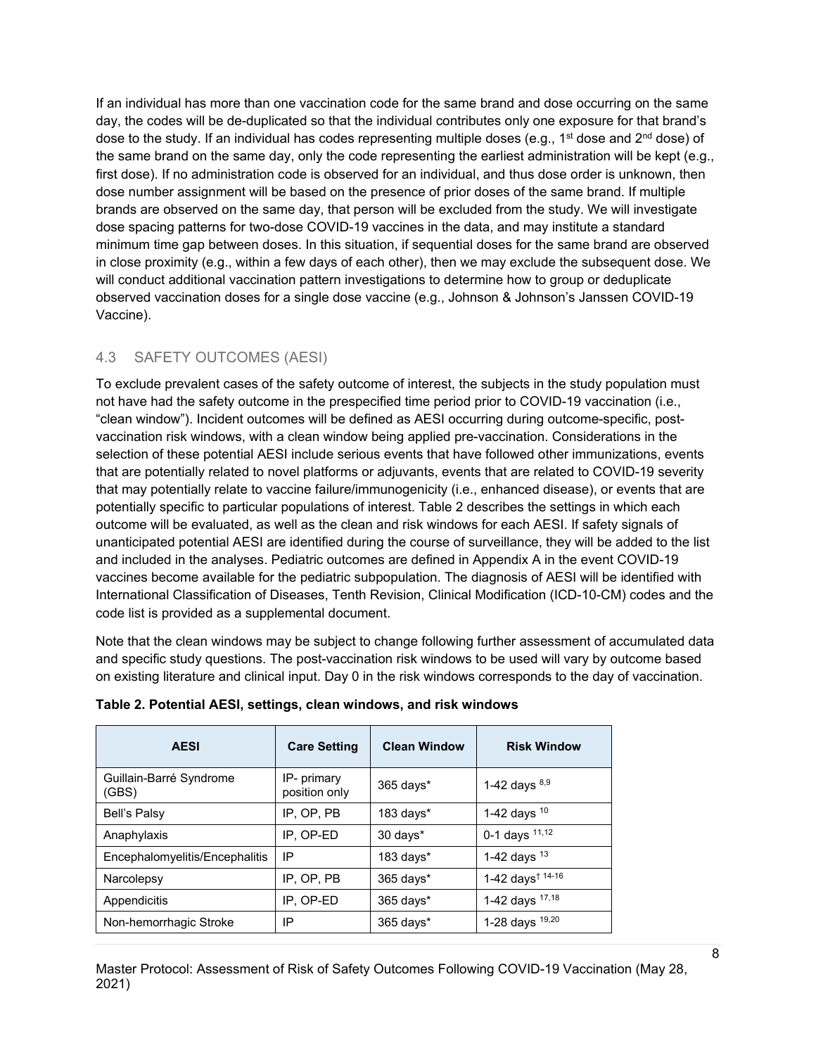If an individual has more than one vaccination code for the same brand and dose occurring on the same day, the codes will be de-duplicated so that the individual contributes only one exposure for that brand's dose to the study. If an individual has codes representing multiple doses (e.g., 1st dose and 2nd dose) of the same brand on the same day, only the code representing the earliest administration will be kept (e.g., first dose). If no administration code is observed for an individual, and thus dose order is unknown, then dose number assignment will be based on the presence of prior doses of the same brand. If multiple brands are observed on the same day, that person will be excluded from the study. We will investigate dose spacing patterns for two-dose COVID-19 vaccines in the data, and may institute a standard minimum time gap between doses. In this situation, if sequential doses for the same brand are observed in close proximity (e.g., within a few days of each other), then we may exclude the subsequent dose. We will conduct additional vaccination pattern investigations to determine how to group or deduplicate observed vaccination doses for a single dose vaccine (e.g., Johnson & Johnson's Janssen COVID-19 Vaccine).

## 4.3 SAFETY OUTCOMES (AESI)

To exclude prevalent cases of the safety outcome of interest, the subjects in the study population must not have had the safety outcome in the prespecified time period prior to COVID-19 vaccination (i.e., "clean window"). Incident outcomes will be defined as AESI occurring during outcome-specific, post-vaccination risk windows, with a clean window being applied pre-vaccination. Considerations in the selection of these potential AESI include serious events that have followed other immunizations, events that are potentially related to novel platforms or adjuvants, events that are related to COVID-19 severity that may potentially relate to vaccine failure/immunogenicity (i.e., enhanced disease), or events that are potentially specific to particular populations of interest. Table 2 describes the settings in which each outcome will be evaluated, as well as the clean and risk windows for each AESI. If safety signals of unanticipated potential AESI are identified during the course of surveillance, they will be added to the list and included in the analyses. Pediatric outcomes are defined in Appendix A in the event COVID-19 vaccines become available for the pediatric subpopulation. The diagnosis of AESI will be identified with International Classification of Diseases, Tenth Revision, Clinical Modification (ICD-10-CM) codes and the code list is provided as a supplemental document.

Note that the clean windows may be subject to change following further assessment of accumulated data and specific study questions. The post-vaccination risk windows to be used will vary by outcome based on existing literature and clinical input. Day 0 in the risk windows corresponds to the day of vaccination.

**Table 2. Potential AESI, settings, clean windows, and risk windows**

| AESI | Care Setting | Clean Window | Risk Window |
|---|---|---|---|
| Guillain-Barré Syndrome (GBS) | IP- primary position only | 365 days* | 1-42 days [8,9] |
| Bell's Palsy | IP, OP, PB | 183 days* | 1-42 days [10] |
| Anaphylaxis | IP, OP-ED | 30 days* | 0-1 days [11,12] |
| Encephalomyelitis/Encephalitis | IP | 183 days* | 1-42 days [13] |
| Narcolepsy | IP, OP, PB | 365 days* | 1-42 days† [14-16] |
| Appendicitis | IP, OP-ED | 365 days* | 1-42 days [17,18] |
| Non-hemorrhagic Stroke | IP | 365 days* | 1-28 days [19,20] |

Master Protocol: Assessment of Risk of Safety Outcomes Following COVID-19 Vaccination (May 28, 2021)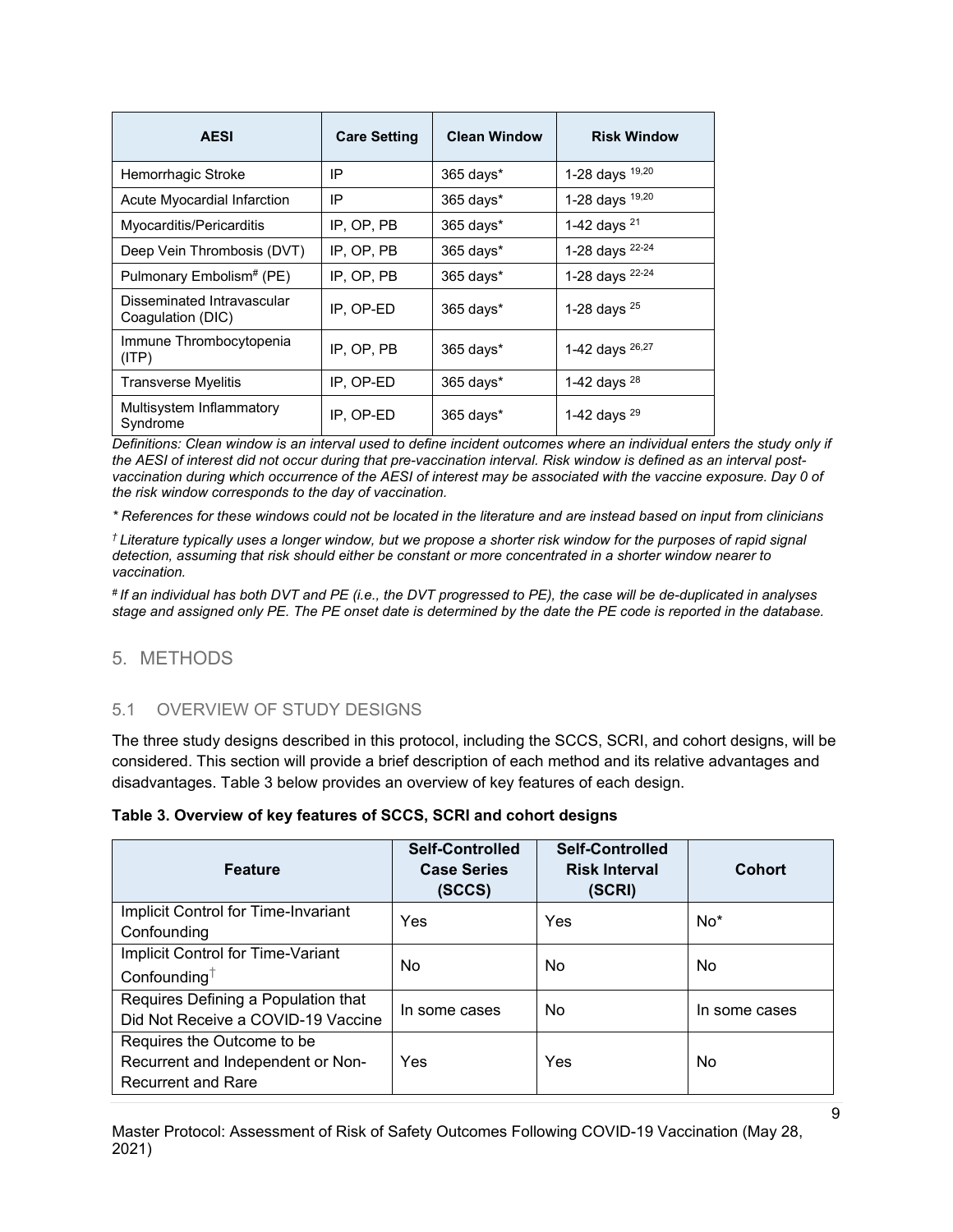| AESI | Care Setting | Clean Window | Risk Window |
|---|---|---|---|
| Hemorrhagic Stroke | IP | 365 days* | 1-28 days [19,20] |
| Acute Myocardial Infarction | IP | 365 days* | 1-28 days [19,20] |
| Myocarditis/Pericarditis | IP, OP, PB | 365 days* | 1-42 days [21] |
| Deep Vein Thrombosis (DVT) | IP, OP, PB | 365 days* | 1-28 days [22-24] |
| Pulmonary Embolism# (PE) | IP, OP, PB | 365 days* | 1-28 days [22-24] |
| Disseminated Intravascular Coagulation (DIC) | IP, OP-ED | 365 days* | 1-28 days [25] |
| Immune Thrombocytopenia (ITP) | IP, OP, PB | 365 days* | 1-42 days [26,27] |
| Transverse Myelitis | IP, OP-ED | 365 days* | 1-42 days [28] |
| Multisystem Inflammatory Syndrome | IP, OP-ED | 365 days* | 1-42 days [29] |

*Definitions: Clean window is an interval used to define incident outcomes where an individual enters the study only if the AESI of interest did not occur during that pre-vaccination interval. Risk window is defined as an interval post-vaccination during which occurrence of the AESI of interest may be associated with the vaccine exposure. Day 0 of the risk window corresponds to the day of vaccination.*

*\* References for these windows could not be located in the literature and are instead based on input from clinicians*

*† Literature typically uses a longer window, but we propose a shorter risk window for the purposes of rapid signal detection, assuming that risk should either be constant or more concentrated in a shorter window nearer to vaccination.*

*# If an individual has both DVT and PE (i.e., the DVT progressed to PE), the case will be de-duplicated in analyses stage and assigned only PE. The PE onset date is determined by the date the PE code is reported in the database.*

## 5. METHODS

### 5.1 OVERVIEW OF STUDY DESIGNS

The three study designs described in this protocol, including the SCCS, SCRI, and cohort designs, will be considered. This section will provide a brief description of each method and its relative advantages and disadvantages. Table 3 below provides an overview of key features of each design.

**Table 3. Overview of key features of SCCS, SCRI and cohort designs**

| Feature | Self-Controlled Case Series (SCCS) | Self-Controlled Risk Interval (SCRI) | Cohort |
|---|---|---|---|
| Implicit Control for Time-Invariant Confounding | Yes | Yes | No* |
| Implicit Control for Time-Variant Confounding† | No | No | No |
| Requires Defining a Population that Did Not Receive a COVID-19 Vaccine | In some cases | No | In some cases |
| Requires the Outcome to be Recurrent and Independent or Non-Recurrent and Rare | Yes | Yes | No |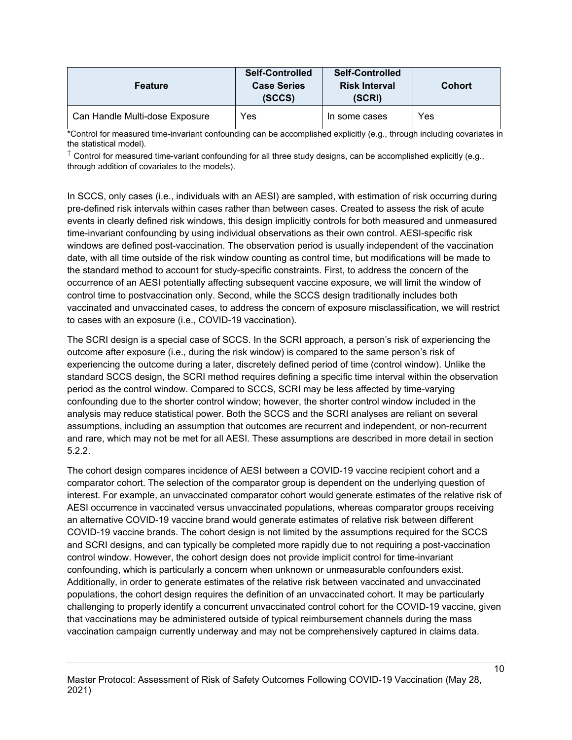| Feature | Self-Controlled Case Series (SCCS) | Self-Controlled Risk Interval (SCRI) | Cohort |
| --- | --- | --- | --- |
| Can Handle Multi-dose Exposure | Yes | In some cases | Yes |

*Control for measured time-invariant confounding can be accomplished explicitly (e.g., through including covariates in the statistical model).

† Control for measured time-variant confounding for all three study designs, can be accomplished explicitly (e.g., through addition of covariates to the models).

In SCCS, only cases (i.e., individuals with an AESI) are sampled, with estimation of risk occurring during pre-defined risk intervals within cases rather than between cases. Created to assess the risk of acute events in clearly defined risk windows, this design implicitly controls for both measured and unmeasured time-invariant confounding by using individual observations as their own control. AESI-specific risk windows are defined post-vaccination. The observation period is usually independent of the vaccination date, with all time outside of the risk window counting as control time, but modifications will be made to the standard method to account for study-specific constraints. First, to address the concern of the occurrence of an AESI potentially affecting subsequent vaccine exposure, we will limit the window of control time to postvaccination only. Second, while the SCCS design traditionally includes both vaccinated and unvaccinated cases, to address the concern of exposure misclassification, we will restrict to cases with an exposure (i.e., COVID-19 vaccination).

The SCRI design is a special case of SCCS. In the SCRI approach, a person's risk of experiencing the outcome after exposure (i.e., during the risk window) is compared to the same person's risk of experiencing the outcome during a later, discretely defined period of time (control window). Unlike the standard SCCS design, the SCRI method requires defining a specific time interval within the observation period as the control window. Compared to SCCS, SCRI may be less affected by time-varying confounding due to the shorter control window; however, the shorter control window included in the analysis may reduce statistical power. Both the SCCS and the SCRI analyses are reliant on several assumptions, including an assumption that outcomes are recurrent and independent, or non-recurrent and rare, which may not be met for all AESI. These assumptions are described in more detail in section 5.2.2.

The cohort design compares incidence of AESI between a COVID-19 vaccine recipient cohort and a comparator cohort. The selection of the comparator group is dependent on the underlying question of interest. For example, an unvaccinated comparator cohort would generate estimates of the relative risk of AESI occurrence in vaccinated versus unvaccinated populations, whereas comparator groups receiving an alternative COVID-19 vaccine brand would generate estimates of relative risk between different COVID-19 vaccine brands. The cohort design is not limited by the assumptions required for the SCCS and SCRI designs, and can typically be completed more rapidly due to not requiring a post-vaccination control window. However, the cohort design does not provide implicit control for time-invariant confounding, which is particularly a concern when unknown or unmeasurable confounders exist. Additionally, in order to generate estimates of the relative risk between vaccinated and unvaccinated populations, the cohort design requires the definition of an unvaccinated cohort. It may be particularly challenging to properly identify a concurrent unvaccinated control cohort for the COVID-19 vaccine, given that vaccinations may be administered outside of typical reimbursement channels during the mass vaccination campaign currently underway and may not be comprehensively captured in claims data.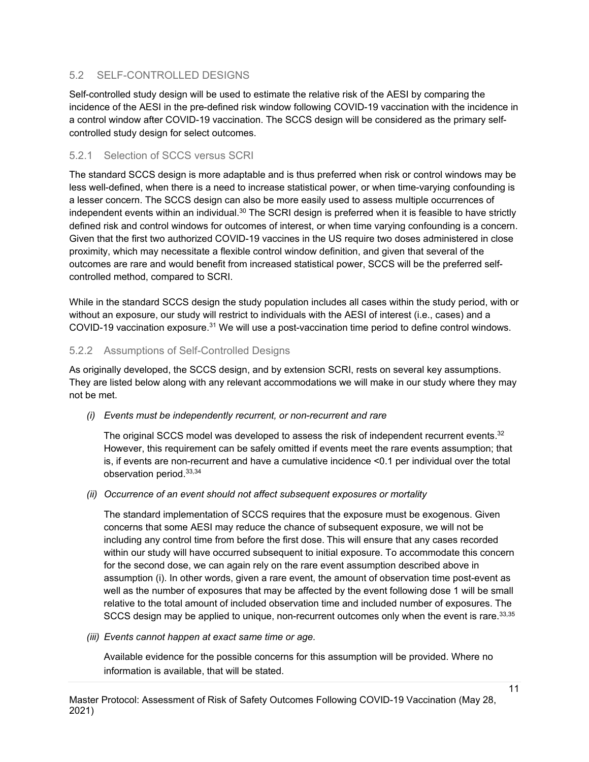## 5.2 SELF-CONTROLLED DESIGNS

Self-controlled study design will be used to estimate the relative risk of the AESI by comparing the incidence of the AESI in the pre-defined risk window following COVID-19 vaccination with the incidence in a control window after COVID-19 vaccination. The SCCS design will be considered as the primary self-controlled study design for select outcomes.

### 5.2.1 Selection of SCCS versus SCRI

The standard SCCS design is more adaptable and is thus preferred when risk or control windows may be less well-defined, when there is a need to increase statistical power, or when time-varying confounding is a lesser concern. The SCCS design can also be more easily used to assess multiple occurrences of independent events within an individual.[30] The SCRI design is preferred when it is feasible to have strictly defined risk and control windows for outcomes of interest, or when time varying confounding is a concern. Given that the first two authorized COVID-19 vaccines in the US require two doses administered in close proximity, which may necessitate a flexible control window definition, and given that several of the outcomes are rare and would benefit from increased statistical power, SCCS will be the preferred self-controlled method, compared to SCRI.

While in the standard SCCS design the study population includes all cases within the study period, with or without an exposure, our study will restrict to individuals with the AESI of interest (i.e., cases) and a COVID-19 vaccination exposure.[31] We will use a post-vaccination time period to define control windows.

### 5.2.2 Assumptions of Self-Controlled Designs

As originally developed, the SCCS design, and by extension SCRI, rests on several key assumptions. They are listed below along with any relevant accommodations we will make in our study where they may not be met.

*(i) Events must be independently recurrent, or non-recurrent and rare*

The original SCCS model was developed to assess the risk of independent recurrent events.[32] However, this requirement can be safely omitted if events meet the rare events assumption; that is, if events are non-recurrent and have a cumulative incidence <0.1 per individual over the total observation period.[33,34]

*(ii) Occurrence of an event should not affect subsequent exposures or mortality*

The standard implementation of SCCS requires that the exposure must be exogenous. Given concerns that some AESI may reduce the chance of subsequent exposure, we will not be including any control time from before the first dose. This will ensure that any cases recorded within our study will have occurred subsequent to initial exposure. To accommodate this concern for the second dose, we can again rely on the rare event assumption described above in assumption (i). In other words, given a rare event, the amount of observation time post-event as well as the number of exposures that may be affected by the event following dose 1 will be small relative to the total amount of included observation time and included number of exposures. The SCCS design may be applied to unique, non-recurrent outcomes only when the event is rare.[33,35]

*(iii) Events cannot happen at exact same time or age.*

Available evidence for the possible concerns for this assumption will be provided. Where no information is available, that will be stated.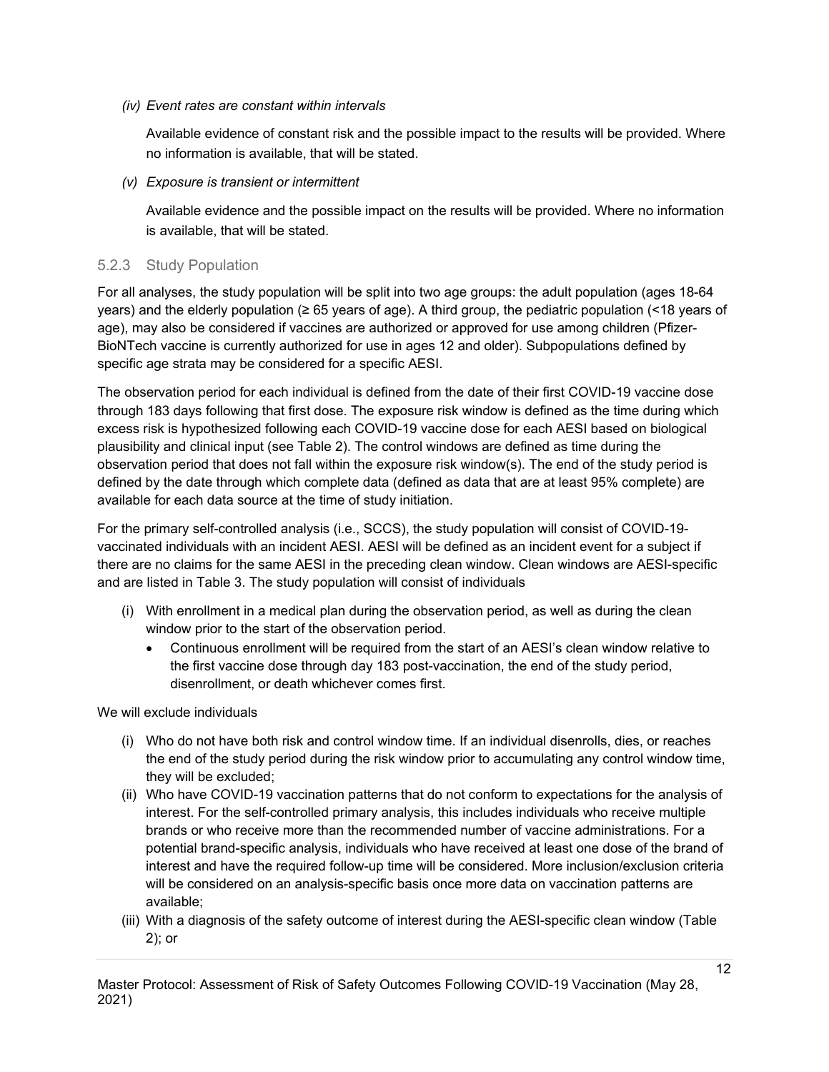*(iv) Event rates are constant within intervals*

Available evidence of constant risk and the possible impact to the results will be provided. Where no information is available, that will be stated.

*(v) Exposure is transient or intermittent*

Available evidence and the possible impact on the results will be provided. Where no information is available, that will be stated.

### 5.2.3 Study Population

For all analyses, the study population will be split into two age groups: the adult population (ages 18-64 years) and the elderly population (≥ 65 years of age). A third group, the pediatric population (<18 years of age), may also be considered if vaccines are authorized or approved for use among children (Pfizer-BioNTech vaccine is currently authorized for use in ages 12 and older). Subpopulations defined by specific age strata may be considered for a specific AESI.

The observation period for each individual is defined from the date of their first COVID-19 vaccine dose through 183 days following that first dose. The exposure risk window is defined as the time during which excess risk is hypothesized following each COVID-19 vaccine dose for each AESI based on biological plausibility and clinical input (see Table 2). The control windows are defined as time during the observation period that does not fall within the exposure risk window(s). The end of the study period is defined by the date through which complete data (defined as data that are at least 95% complete) are available for each data source at the time of study initiation.

For the primary self-controlled analysis (i.e., SCCS), the study population will consist of COVID-19-vaccinated individuals with an incident AESI. AESI will be defined as an incident event for a subject if there are no claims for the same AESI in the preceding clean window. Clean windows are AESI-specific and are listed in Table 3. The study population will consist of individuals

(i) With enrollment in a medical plan during the observation period, as well as during the clean window prior to the start of the observation period.
   - Continuous enrollment will be required from the start of an AESI's clean window relative to the first vaccine dose through day 183 post-vaccination, the end of the study period, disenrollment, or death whichever comes first.

We will exclude individuals

(i) Who do not have both risk and control window time. If an individual disenrolls, dies, or reaches the end of the study period during the risk window prior to accumulating any control window time, they will be excluded;
(ii) Who have COVID-19 vaccination patterns that do not conform to expectations for the analysis of interest. For the self-controlled primary analysis, this includes individuals who receive multiple brands or who receive more than the recommended number of vaccine administrations. For a potential brand-specific analysis, individuals who have received at least one dose of the brand of interest and have the required follow-up time will be considered. More inclusion/exclusion criteria will be considered on an analysis-specific basis once more data on vaccination patterns are available;
(iii) With a diagnosis of the safety outcome of interest during the AESI-specific clean window (Table 2); or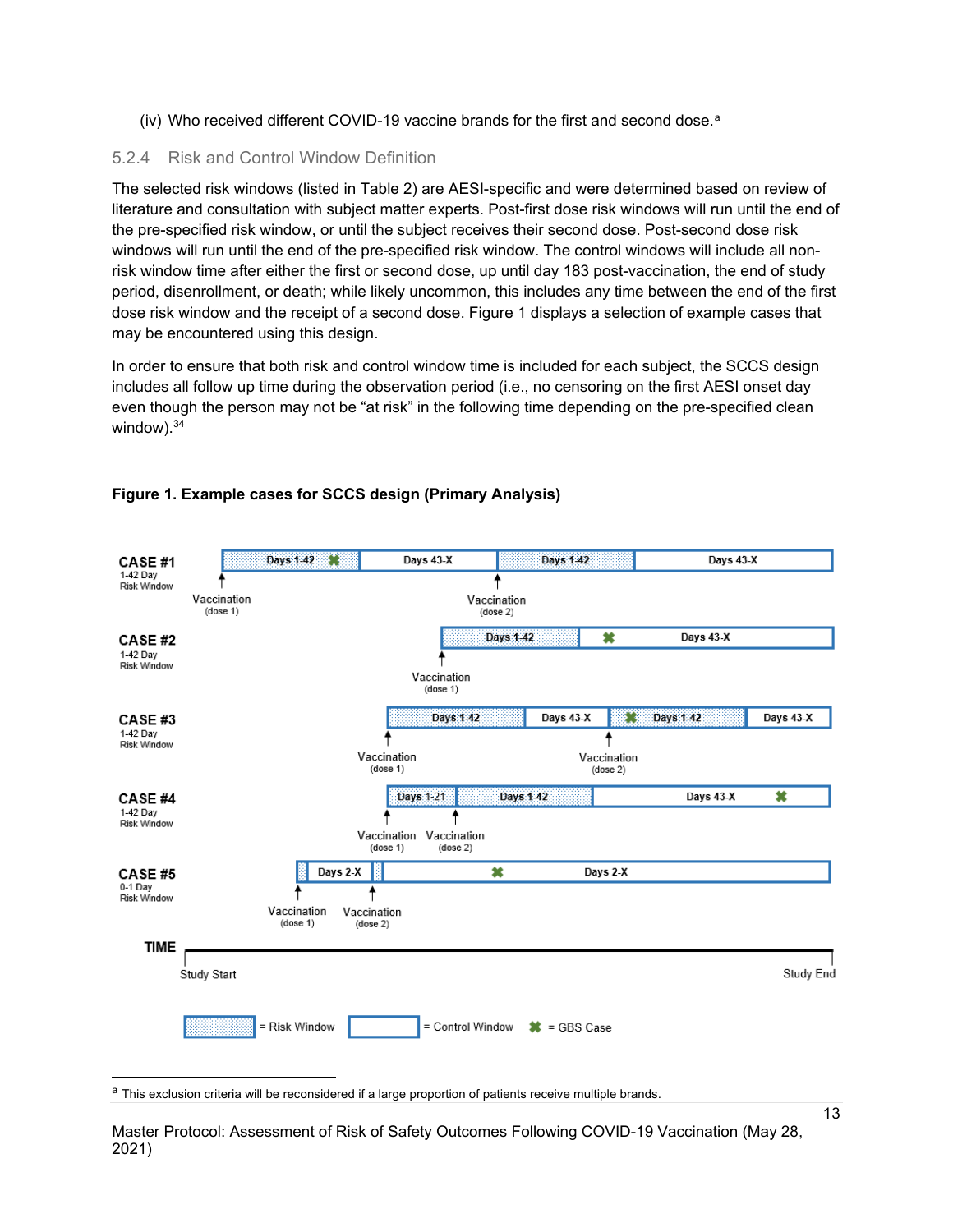(iv) Who received different COVID-19 vaccine brands for the first and second dose.[a]

### 5.2.4 Risk and Control Window Definition

The selected risk windows (listed in Table 2) are AESI-specific and were determined based on review of literature and consultation with subject matter experts. Post-first dose risk windows will run until the end of the pre-specified risk window, or until the subject receives their second dose. Post-second dose risk windows will run until the end of the pre-specified risk window. The control windows will include all non-risk window time after either the first or second dose, up until day 183 post-vaccination, the end of study period, disenrollment, or death; while likely uncommon, this includes any time between the end of the first dose risk window and the receipt of a second dose. Figure 1 displays a selection of example cases that may be encountered using this design.

In order to ensure that both risk and control window time is included for each subject, the SCCS design includes all follow up time during the observation period (i.e., no censoring on the first AESI onset day even though the person may not be "at risk" in the following time depending on the pre-specified clean window).[34]

**Figure 1. Example cases for SCCS design (Primary Analysis)**

CASE #1 (1-42 Day Risk Window): Vaccination (dose 1) → Days 1-42 [GBS case] | Days 43-X | Vaccination (dose 2) → Days 1-42 | Days 43-X

CASE #2 (1-42 Day Risk Window): Vaccination (dose 1) → Days 1-42 | [GBS case] Days 43-X

CASE #3 (1-42 Day Risk Window): Vaccination (dose 1) → Days 1-42 | Days 43-X | Vaccination (dose 2) → [GBS case] Days 1-42 | Days 43-X

CASE #4 (1-42 Day Risk Window): Vaccination (dose 1) → Days 1-21 | Vaccination (dose 2) → Days 1-42 | Days 43-X [GBS case]

CASE #5 (0-1 Day Risk Window): Vaccination (dose 1) → risk window | Days 2-X | Vaccination (dose 2) → risk window | [GBS case] Days 2-X

TIME: Study Start — Study End

Legend: Risk Window (shaded box); Control Window (unshaded box); ✖ = GBS Case

[a] This exclusion criteria will be reconsidered if a large proportion of patients receive multiple brands.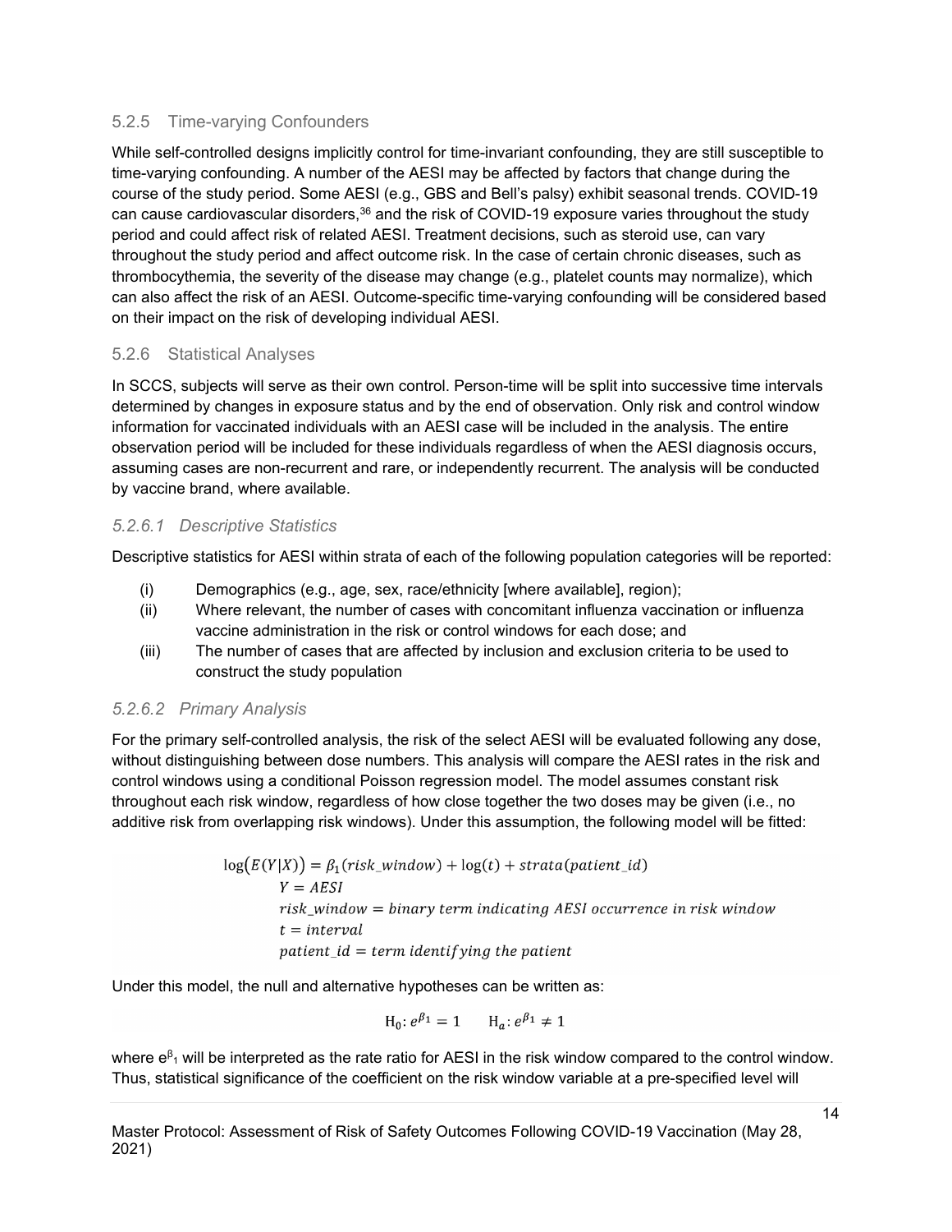### 5.2.5 Time-varying Confounders

While self-controlled designs implicitly control for time-invariant confounding, they are still susceptible to time-varying confounding. A number of the AESI may be affected by factors that change during the course of the study period. Some AESI (e.g., GBS and Bell's palsy) exhibit seasonal trends. COVID-19 can cause cardiovascular disorders,[36] and the risk of COVID-19 exposure varies throughout the study period and could affect risk of related AESI. Treatment decisions, such as steroid use, can vary throughout the study period and affect outcome risk. In the case of certain chronic diseases, such as thrombocythemia, the severity of the disease may change (e.g., platelet counts may normalize), which can also affect the risk of an AESI. Outcome-specific time-varying confounding will be considered based on their impact on the risk of developing individual AESI.

### 5.2.6 Statistical Analyses

In SCCS, subjects will serve as their own control. Person-time will be split into successive time intervals determined by changes in exposure status and by the end of observation. Only risk and control window information for vaccinated individuals with an AESI case will be included in the analysis. The entire observation period will be included for these individuals regardless of when the AESI diagnosis occurs, assuming cases are non-recurrent and rare, or independently recurrent. The analysis will be conducted by vaccine brand, where available.

#### *5.2.6.1 Descriptive Statistics*

Descriptive statistics for AESI within strata of each of the following population categories will be reported:

(i) Demographics (e.g., age, sex, race/ethnicity [where available], region);

(ii) Where relevant, the number of cases with concomitant influenza vaccination or influenza vaccine administration in the risk or control windows for each dose; and

(iii) The number of cases that are affected by inclusion and exclusion criteria to be used to construct the study population

#### *5.2.6.2 Primary Analysis*

For the primary self-controlled analysis, the risk of the select AESI will be evaluated following any dose, without distinguishing between dose numbers. This analysis will compare the AESI rates in the risk and control windows using a conditional Poisson regression model. The model assumes constant risk throughout each risk window, regardless of how close together the two doses may be given (i.e., no additive risk from overlapping risk windows). Under this assumption, the following model will be fitted:

$$\log\big(E(Y|X)\big) = \beta_1(risk\_window) + \log(t) + strata(patient\_id)$$

$$Y = AESI$$

$$risk\_window = binary\ term\ indicating\ AESI\ occurrence\ in\ risk\ window$$

$$t = interval$$

$$patient\_id = term\ identifying\ the\ patient$$

Under this model, the null and alternative hypotheses can be written as:

$$\mathrm{H}_0: e^{\beta_1} = 1 \qquad \mathrm{H}_a: e^{\beta_1} \neq 1$$

where $e^{\beta_1}$ will be interpreted as the rate ratio for AESI in the risk window compared to the control window. Thus, statistical significance of the coefficient on the risk window variable at a pre-specified level will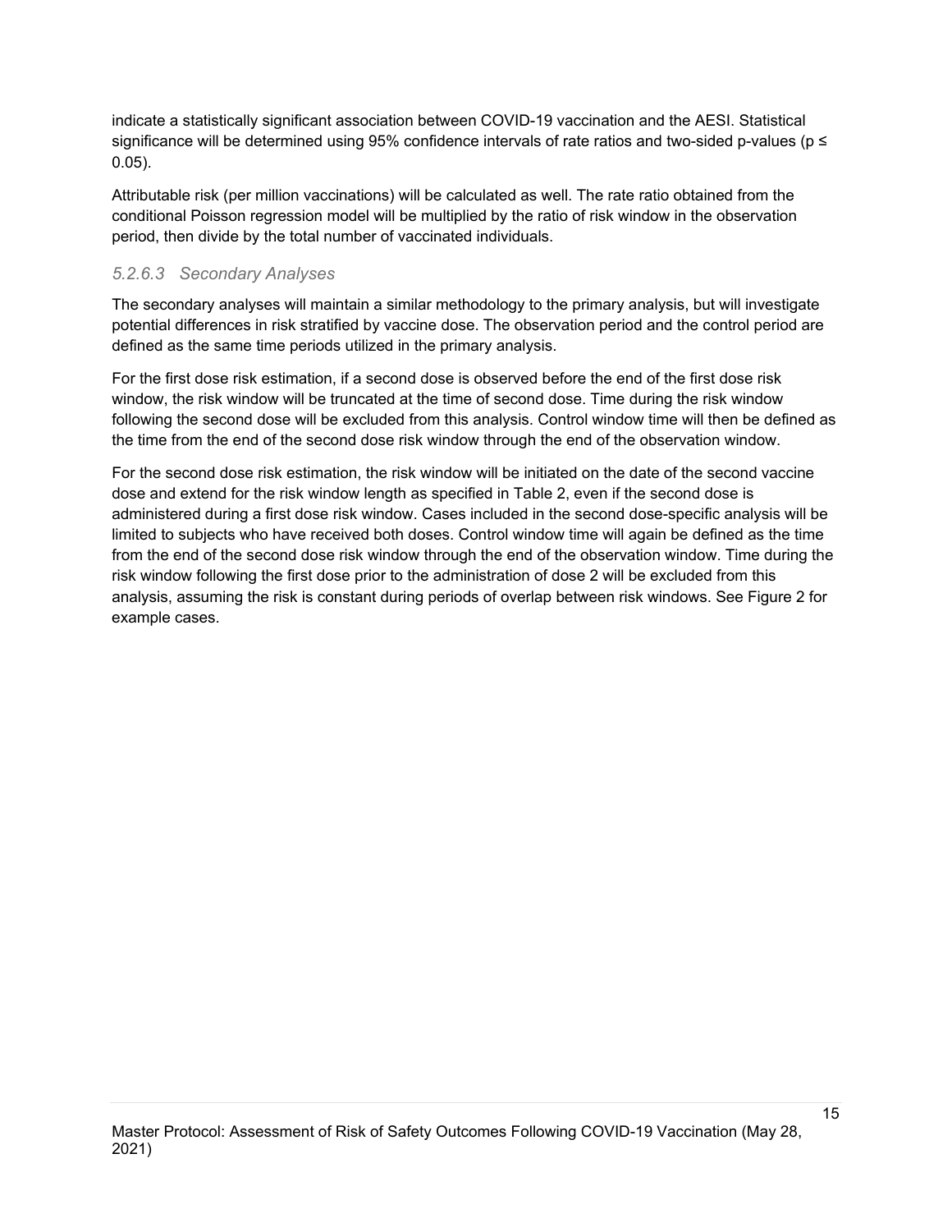indicate a statistically significant association between COVID-19 vaccination and the AESI. Statistical significance will be determined using 95% confidence intervals of rate ratios and two-sided p-values ($p \leq 0.05$).

Attributable risk (per million vaccinations) will be calculated as well. The rate ratio obtained from the conditional Poisson regression model will be multiplied by the ratio of risk window in the observation period, then divide by the total number of vaccinated individuals.

#### *5.2.6.3 Secondary Analyses*

The secondary analyses will maintain a similar methodology to the primary analysis, but will investigate potential differences in risk stratified by vaccine dose. The observation period and the control period are defined as the same time periods utilized in the primary analysis.

For the first dose risk estimation, if a second dose is observed before the end of the first dose risk window, the risk window will be truncated at the time of second dose. Time during the risk window following the second dose will be excluded from this analysis. Control window time will then be defined as the time from the end of the second dose risk window through the end of the observation window.

For the second dose risk estimation, the risk window will be initiated on the date of the second vaccine dose and extend for the risk window length as specified in Table 2, even if the second dose is administered during a first dose risk window. Cases included in the second dose-specific analysis will be limited to subjects who have received both doses. Control window time will again be defined as the time from the end of the second dose risk window through the end of the observation window. Time during the risk window following the first dose prior to the administration of dose 2 will be excluded from this analysis, assuming the risk is constant during periods of overlap between risk windows. See Figure 2 for example cases.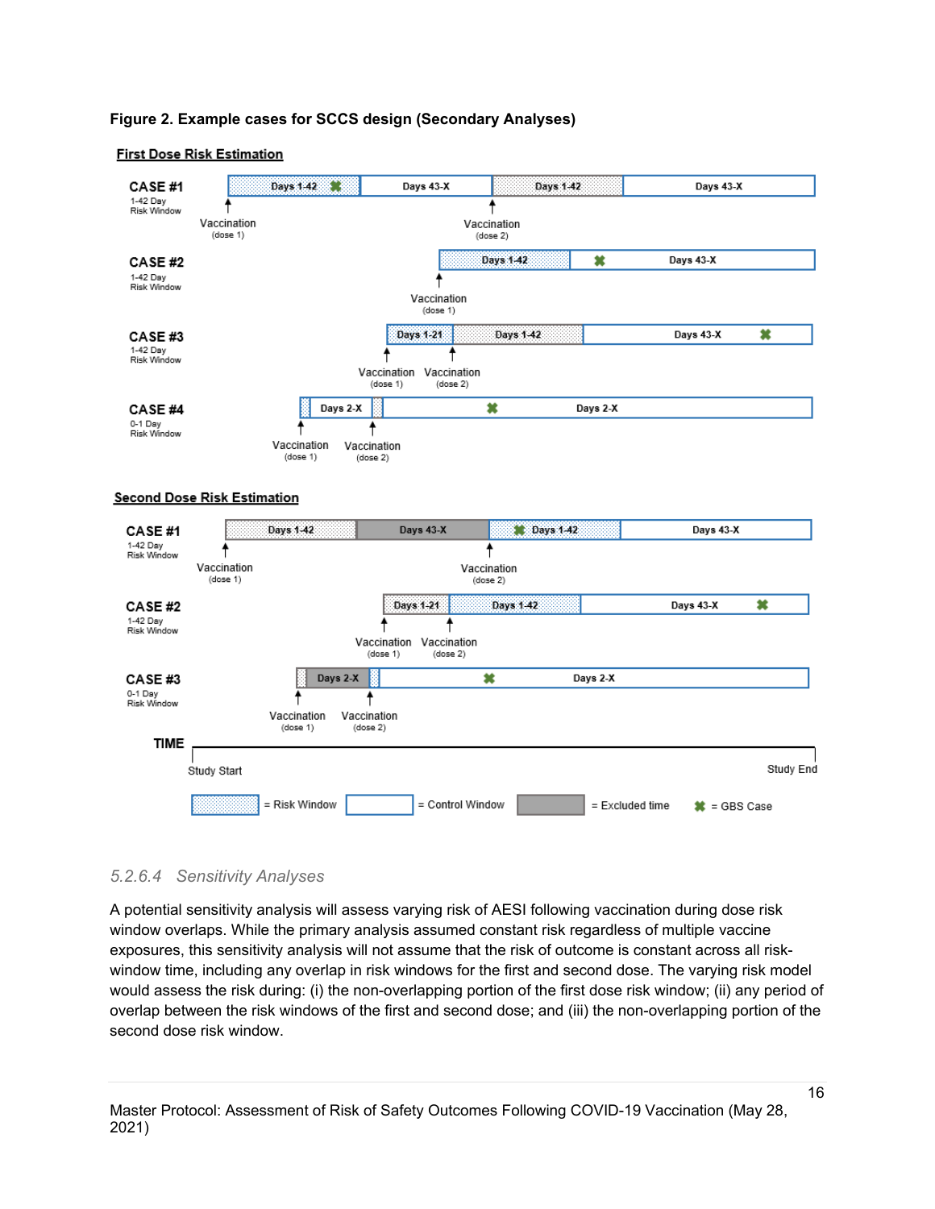**Figure 2. Example cases for SCCS design (Secondary Analyses)**

**First Dose Risk Estimation**

CASE #1 — 1-42 Day Risk Window: Days 1-42 (GBS case) | Days 43-X | Days 1-42 | Days 43-X; Vaccination (dose 1); Vaccination (dose 2)

CASE #2 — 1-42 Day Risk Window: Days 1-42 | Days 43-X (GBS case); Vaccination (dose 1)

CASE #3 — 1-42 Day Risk Window: Days 1-21 | Days 1-42 | Days 43-X (GBS case); Vaccination (dose 1); Vaccination (dose 2)

CASE #4 — 0-1 Day Risk Window: Days 2-X | Days 2-X (GBS case); Vaccination (dose 1); Vaccination (dose 2)

**Second Dose Risk Estimation**

CASE #1 — 1-42 Day Risk Window: Days 1-42 | Days 43-X | Days 1-42 (GBS case) | Days 43-X; Vaccination (dose 1); Vaccination (dose 2)

CASE #2 — 1-42 Day Risk Window: Days 1-21 | Days 1-42 | Days 43-X (GBS case); Vaccination (dose 1); Vaccination (dose 2)

CASE #3 — 0-1 Day Risk Window: Days 2-X | Days 2-X (GBS case); Vaccination (dose 1); Vaccination (dose 2)

TIME: Study Start — Study End

Legend: = Risk Window; = Control Window; = Excluded time; = GBS Case

### 5.2.6.4 Sensitivity Analyses

A potential sensitivity analysis will assess varying risk of AESI following vaccination during dose risk window overlaps. While the primary analysis assumed constant risk regardless of multiple vaccine exposures, this sensitivity analysis will not assume that the risk of outcome is constant across all risk-window time, including any overlap in risk windows for the first and second dose. The varying risk model would assess the risk during: (i) the non-overlapping portion of the first dose risk window; (ii) any period of overlap between the risk windows of the first and second dose; and (iii) the non-overlapping portion of the second dose risk window.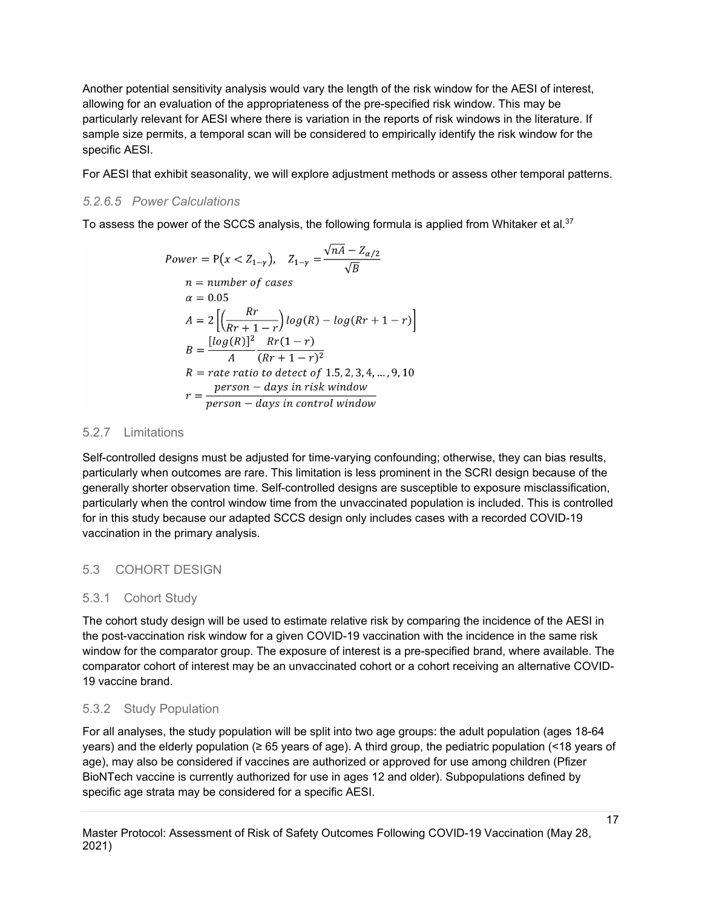Another potential sensitivity analysis would vary the length of the risk window for the AESI of interest, allowing for an evaluation of the appropriateness of the pre-specified risk window. This may be particularly relevant for AESI where there is variation in the reports of risk windows in the literature. If sample size permits, a temporal scan will be considered to empirically identify the risk window for the specific AESI.

For AESI that exhibit seasonality, we will explore adjustment methods or assess other temporal patterns.

##### *5.2.6.5 Power Calculations*

To assess the power of the SCCS analysis, the following formula is applied from Whitaker et al.[37]

$$Power = P(x < Z_{1-\gamma}), \quad Z_{1-\gamma} = \frac{\sqrt{nA} - Z_{\alpha/2}}{\sqrt{B}}$$

$$n = number\ of\ cases$$

$$\alpha = 0.05$$

$$A = 2\left[\left(\frac{Rr}{Rr+1-r}\right)log(R) - log(Rr+1-r)\right]$$

$$B = \frac{[log(R)]^2}{A}\frac{Rr(1-r)}{(Rr+1-r)^2}$$

$$R = rate\ ratio\ to\ detect\ of\ 1.5, 2, 3, 4, \ldots, 9, 10$$

$$r = \frac{person-days\ in\ risk\ window}{person-days\ in\ control\ window}$$

### 5.2.7 Limitations

Self-controlled designs must be adjusted for time-varying confounding; otherwise, they can bias results, particularly when outcomes are rare. This limitation is less prominent in the SCRI design because of the generally shorter observation time. Self-controlled designs are susceptible to exposure misclassification, particularly when the control window time from the unvaccinated population is included. This is controlled for in this study because our adapted SCCS design only includes cases with a recorded COVID-19 vaccination in the primary analysis.

## 5.3 COHORT DESIGN

### 5.3.1 Cohort Study

The cohort study design will be used to estimate relative risk by comparing the incidence of the AESI in the post-vaccination risk window for a given COVID-19 vaccination with the incidence in the same risk window for the comparator group. The exposure of interest is a pre-specified brand, where available. The comparator cohort of interest may be an unvaccinated cohort or a cohort receiving an alternative COVID-19 vaccine brand.

### 5.3.2 Study Population

For all analyses, the study population will be split into two age groups: the adult population (ages 18-64 years) and the elderly population (≥ 65 years of age). A third group, the pediatric population (<18 years of age), may also be considered if vaccines are authorized or approved for use among children (Pfizer BioNTech vaccine is currently authorized for use in ages 12 and older). Subpopulations defined by specific age strata may be considered for a specific AESI.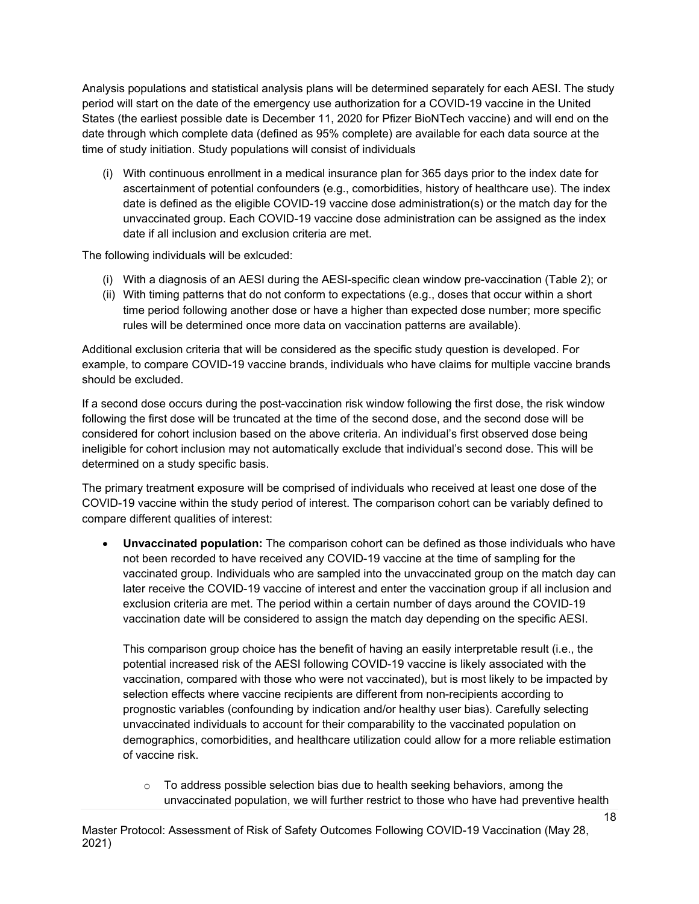Analysis populations and statistical analysis plans will be determined separately for each AESI. The study period will start on the date of the emergency use authorization for a COVID-19 vaccine in the United States (the earliest possible date is December 11, 2020 for Pfizer BioNTech vaccine) and will end on the date through which complete data (defined as 95% complete) are available for each data source at the time of study initiation. Study populations will consist of individuals

(i) With continuous enrollment in a medical insurance plan for 365 days prior to the index date for ascertainment of potential confounders (e.g., comorbidities, history of healthcare use). The index date is defined as the eligible COVID-19 vaccine dose administration(s) or the match day for the unvaccinated group. Each COVID-19 vaccine dose administration can be assigned as the index date if all inclusion and exclusion criteria are met.

The following individuals will be exlcuded:

(i) With a diagnosis of an AESI during the AESI-specific clean window pre-vaccination (Table 2); or
(ii) With timing patterns that do not conform to expectations (e.g., doses that occur within a short time period following another dose or have a higher than expected dose number; more specific rules will be determined once more data on vaccination patterns are available).

Additional exclusion criteria that will be considered as the specific study question is developed. For example, to compare COVID-19 vaccine brands, individuals who have claims for multiple vaccine brands should be excluded.

If a second dose occurs during the post-vaccination risk window following the first dose, the risk window following the first dose will be truncated at the time of the second dose, and the second dose will be considered for cohort inclusion based on the above criteria. An individual's first observed dose being ineligible for cohort inclusion may not automatically exclude that individual's second dose. This will be determined on a study specific basis.

The primary treatment exposure will be comprised of individuals who received at least one dose of the COVID-19 vaccine within the study period of interest. The comparison cohort can be variably defined to compare different qualities of interest:

- **Unvaccinated population:** The comparison cohort can be defined as those individuals who have not been recorded to have received any COVID-19 vaccine at the time of sampling for the vaccinated group. Individuals who are sampled into the unvaccinated group on the match day can later receive the COVID-19 vaccine of interest and enter the vaccination group if all inclusion and exclusion criteria are met. The period within a certain number of days around the COVID-19 vaccination date will be considered to assign the match day depending on the specific AESI.

  This comparison group choice has the benefit of having an easily interpretable result (i.e., the potential increased risk of the AESI following COVID-19 vaccine is likely associated with the vaccination, compared with those who were not vaccinated), but is most likely to be impacted by selection effects where vaccine recipients are different from non-recipients according to prognostic variables (confounding by indication and/or healthy user bias). Carefully selecting unvaccinated individuals to account for their comparability to the vaccinated population on demographics, comorbidities, and healthcare utilization could allow for a more reliable estimation of vaccine risk.

  - To address possible selection bias due to health seeking behaviors, among the unvaccinated population, we will further restrict to those who have had preventive health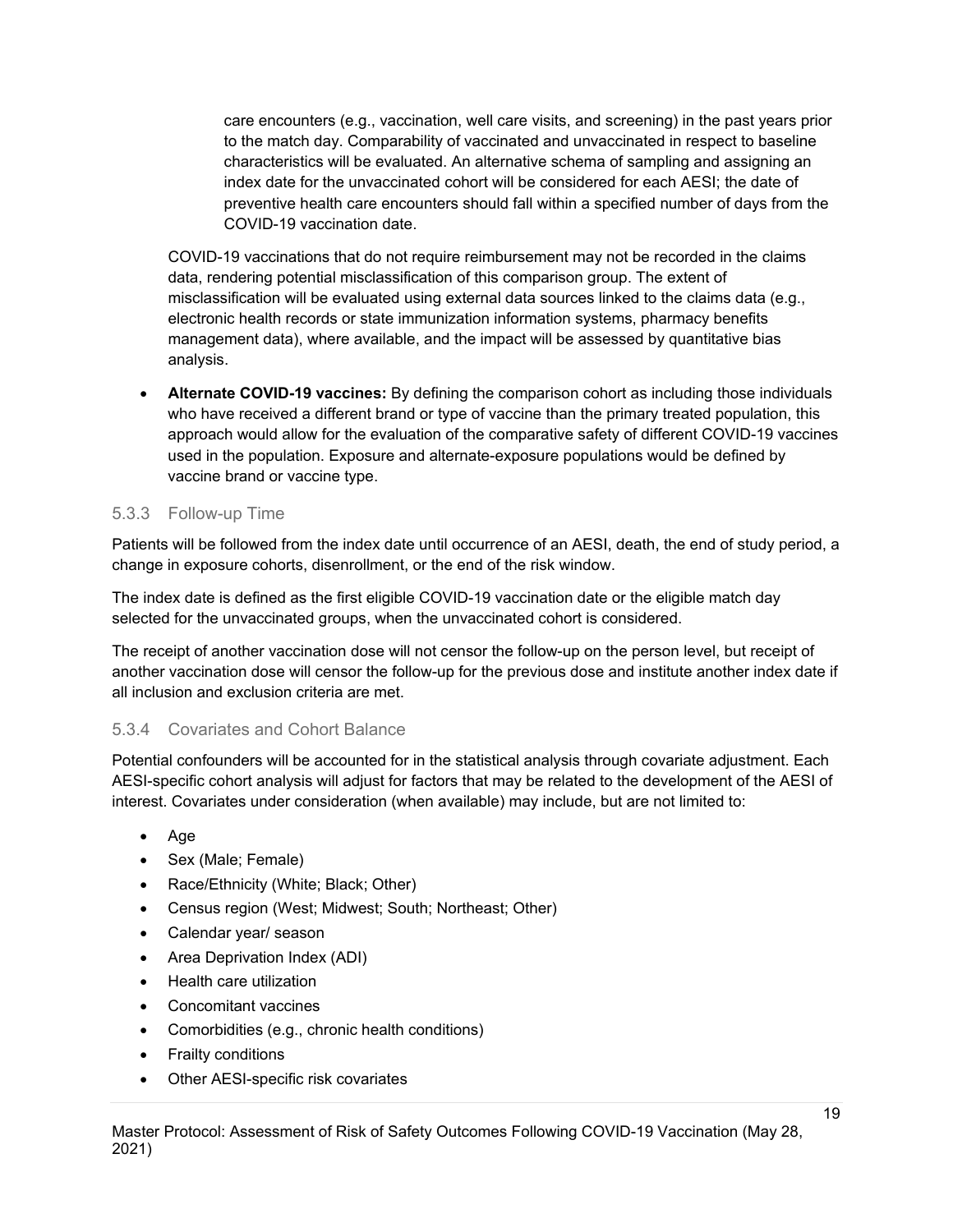care encounters (e.g., vaccination, well care visits, and screening) in the past years prior to the match day. Comparability of vaccinated and unvaccinated in respect to baseline characteristics will be evaluated. An alternative schema of sampling and assigning an index date for the unvaccinated cohort will be considered for each AESI; the date of preventive health care encounters should fall within a specified number of days from the COVID-19 vaccination date.

COVID-19 vaccinations that do not require reimbursement may not be recorded in the claims data, rendering potential misclassification of this comparison group. The extent of misclassification will be evaluated using external data sources linked to the claims data (e.g., electronic health records or state immunization information systems, pharmacy benefits management data), where available, and the impact will be assessed by quantitative bias analysis.

- **Alternate COVID-19 vaccines:** By defining the comparison cohort as including those individuals who have received a different brand or type of vaccine than the primary treated population, this approach would allow for the evaluation of the comparative safety of different COVID-19 vaccines used in the population. Exposure and alternate-exposure populations would be defined by vaccine brand or vaccine type.

### 5.3.3 Follow-up Time

Patients will be followed from the index date until occurrence of an AESI, death, the end of study period, a change in exposure cohorts, disenrollment, or the end of the risk window.

The index date is defined as the first eligible COVID-19 vaccination date or the eligible match day selected for the unvaccinated groups, when the unvaccinated cohort is considered.

The receipt of another vaccination dose will not censor the follow-up on the person level, but receipt of another vaccination dose will censor the follow-up for the previous dose and institute another index date if all inclusion and exclusion criteria are met.

### 5.3.4 Covariates and Cohort Balance

Potential confounders will be accounted for in the statistical analysis through covariate adjustment. Each AESI-specific cohort analysis will adjust for factors that may be related to the development of the AESI of interest. Covariates under consideration (when available) may include, but are not limited to:

- Age
- Sex (Male; Female)
- Race/Ethnicity (White; Black; Other)
- Census region (West; Midwest; South; Northeast; Other)
- Calendar year/ season
- Area Deprivation Index (ADI)
- Health care utilization
- Concomitant vaccines
- Comorbidities (e.g., chronic health conditions)
- Frailty conditions
- Other AESI-specific risk covariates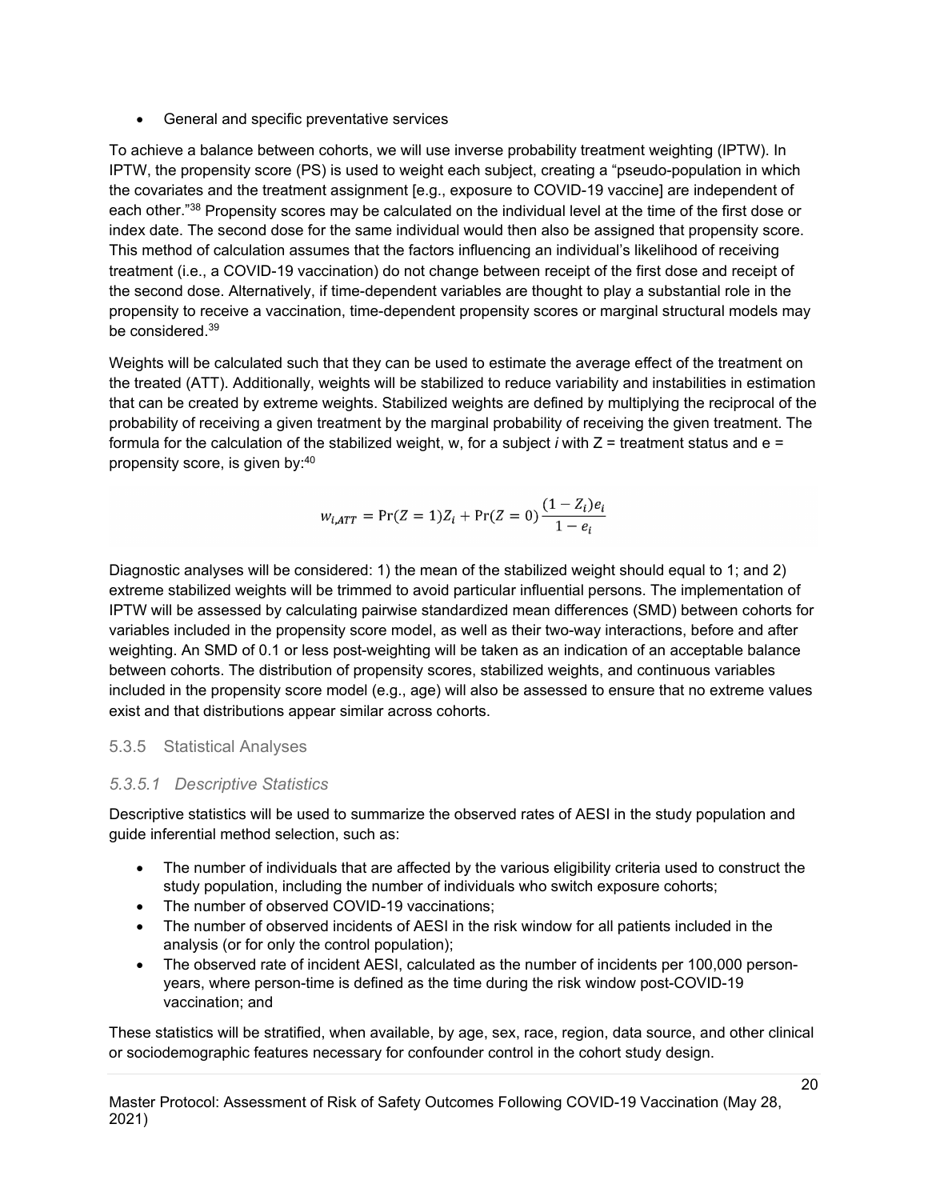- General and specific preventative services

To achieve a balance between cohorts, we will use inverse probability treatment weighting (IPTW). In IPTW, the propensity score (PS) is used to weight each subject, creating a "pseudo-population in which the covariates and the treatment assignment [e.g., exposure to COVID-19 vaccine] are independent of each other."[38] Propensity scores may be calculated on the individual level at the time of the first dose or index date. The second dose for the same individual would then also be assigned that propensity score. This method of calculation assumes that the factors influencing an individual's likelihood of receiving treatment (i.e., a COVID-19 vaccination) do not change between receipt of the first dose and receipt of the second dose. Alternatively, if time-dependent variables are thought to play a substantial role in the propensity to receive a vaccination, time-dependent propensity scores or marginal structural models may be considered.[39]

Weights will be calculated such that they can be used to estimate the average effect of the treatment on the treated (ATT). Additionally, weights will be stabilized to reduce variability and instabilities in estimation that can be created by extreme weights. Stabilized weights are defined by multiplying the reciprocal of the probability of receiving a given treatment by the marginal probability of receiving the given treatment. The formula for the calculation of the stabilized weight, w, for a subject *i* with Z = treatment status and e = propensity score, is given by:[40]

$$w_{i,ATT} = \Pr(Z = 1)Z_i + \Pr(Z = 0)\frac{(1 - Z_i)e_i}{1 - e_i}$$

Diagnostic analyses will be considered: 1) the mean of the stabilized weight should equal to 1; and 2) extreme stabilized weights will be trimmed to avoid particular influential persons. The implementation of IPTW will be assessed by calculating pairwise standardized mean differences (SMD) between cohorts for variables included in the propensity score model, as well as their two-way interactions, before and after weighting. An SMD of 0.1 or less post-weighting will be taken as an indication of an acceptable balance between cohorts. The distribution of propensity scores, stabilized weights, and continuous variables included in the propensity score model (e.g., age) will also be assessed to ensure that no extreme values exist and that distributions appear similar across cohorts.

### 5.3.5 Statistical Analyses

#### *5.3.5.1 Descriptive Statistics*

Descriptive statistics will be used to summarize the observed rates of AESI in the study population and guide inferential method selection, such as:

- The number of individuals that are affected by the various eligibility criteria used to construct the study population, including the number of individuals who switch exposure cohorts;
- The number of observed COVID-19 vaccinations;
- The number of observed incidents of AESI in the risk window for all patients included in the analysis (or for only the control population);
- The observed rate of incident AESI, calculated as the number of incidents per 100,000 person-years, where person-time is defined as the time during the risk window post-COVID-19 vaccination; and

These statistics will be stratified, when available, by age, sex, race, region, data source, and other clinical or sociodemographic features necessary for confounder control in the cohort study design.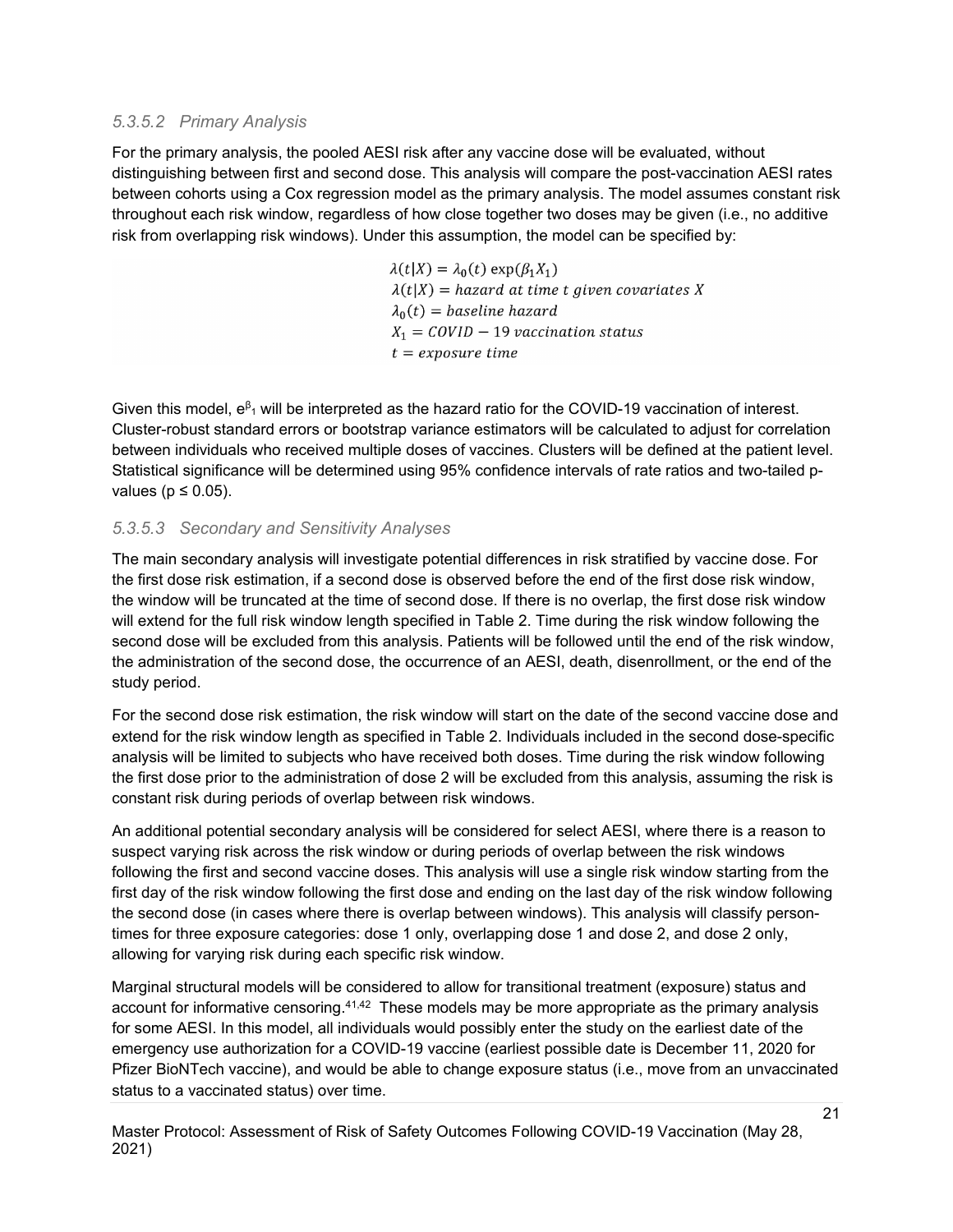### 5.3.5.2 Primary Analysis

For the primary analysis, the pooled AESI risk after any vaccine dose will be evaluated, without distinguishing between first and second dose. This analysis will compare the post-vaccination AESI rates between cohorts using a Cox regression model as the primary analysis. The model assumes constant risk throughout each risk window, regardless of how close together two doses may be given (i.e., no additive risk from overlapping risk windows). Under this assumption, the model can be specified by:

$$
\begin{aligned}
&\lambda(t|X) = \lambda_0(t)\exp(\beta_1 X_1) \\
&\lambda(t|X) = hazard\ at\ time\ t\ given\ covariates\ X \\
&\lambda_0(t) = baseline\ hazard \\
&X_1 = COVID - 19\ vaccination\ status \\
&t = exposure\ time
\end{aligned}
$$

Given this model, $e^{\beta_1}$ will be interpreted as the hazard ratio for the COVID-19 vaccination of interest. Cluster-robust standard errors or bootstrap variance estimators will be calculated to adjust for correlation between individuals who received multiple doses of vaccines. Clusters will be defined at the patient level. Statistical significance will be determined using 95% confidence intervals of rate ratios and two-tailed p-values ($p \leq 0.05$).

### 5.3.5.3 Secondary and Sensitivity Analyses

The main secondary analysis will investigate potential differences in risk stratified by vaccine dose. For the first dose risk estimation, if a second dose is observed before the end of the first dose risk window, the window will be truncated at the time of second dose. If there is no overlap, the first dose risk window will extend for the full risk window length specified in Table 2. Time during the risk window following the second dose will be excluded from this analysis. Patients will be followed until the end of the risk window, the administration of the second dose, the occurrence of an AESI, death, disenrollment, or the end of the study period.

For the second dose risk estimation, the risk window will start on the date of the second vaccine dose and extend for the risk window length as specified in Table 2. Individuals included in the second dose-specific analysis will be limited to subjects who have received both doses. Time during the risk window following the first dose prior to the administration of dose 2 will be excluded from this analysis, assuming the risk is constant risk during periods of overlap between risk windows.

An additional potential secondary analysis will be considered for select AESI, where there is a reason to suspect varying risk across the risk window or during periods of overlap between the risk windows following the first and second vaccine doses. This analysis will use a single risk window starting from the first day of the risk window following the first dose and ending on the last day of the risk window following the second dose (in cases where there is overlap between windows). This analysis will classify person-times for three exposure categories: dose 1 only, overlapping dose 1 and dose 2, and dose 2 only, allowing for varying risk during each specific risk window.

Marginal structural models will be considered to allow for transitional treatment (exposure) status and account for informative censoring.[41,42] These models may be more appropriate as the primary analysis for some AESI. In this model, all individuals would possibly enter the study on the earliest date of the emergency use authorization for a COVID-19 vaccine (earliest possible date is December 11, 2020 for Pfizer BioNTech vaccine), and would be able to change exposure status (i.e., move from an unvaccinated status to a vaccinated status) over time.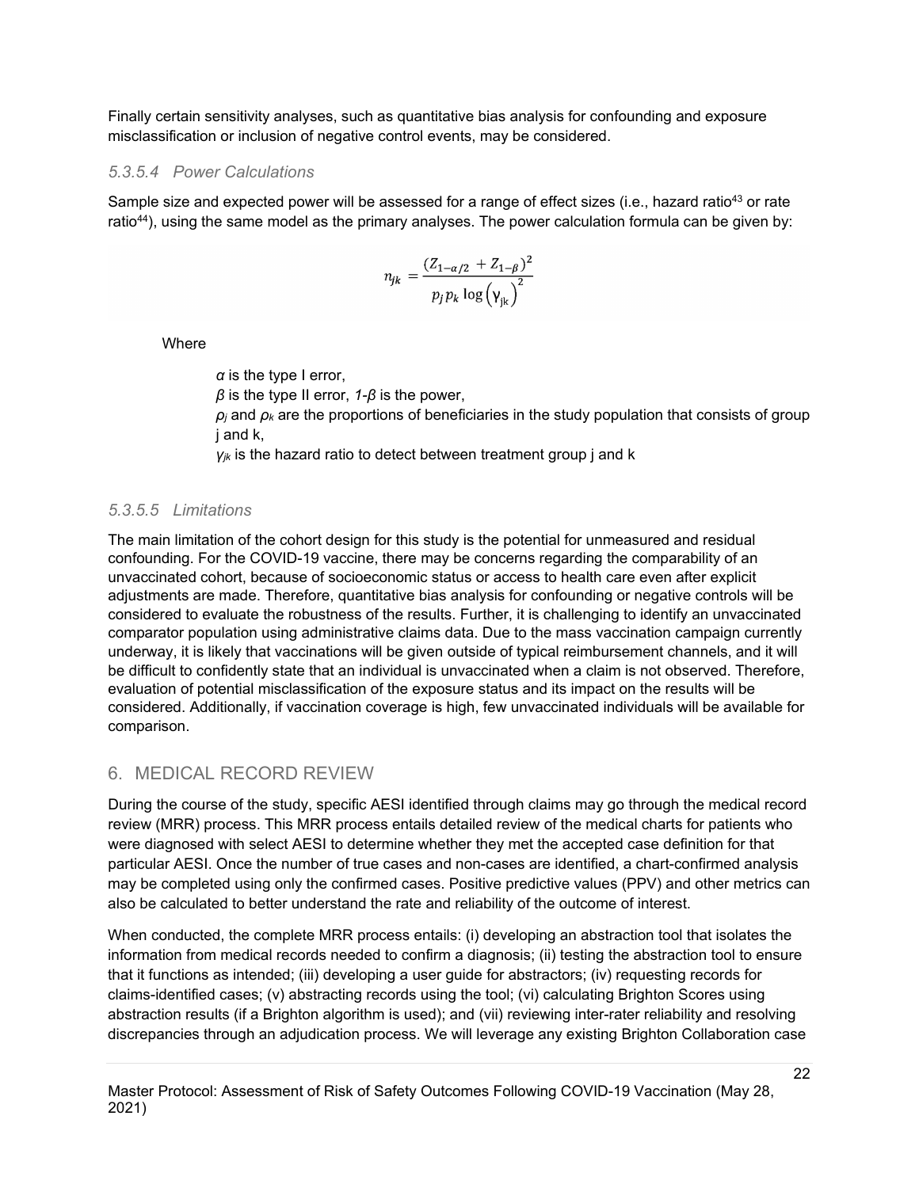Finally certain sensitivity analyses, such as quantitative bias analysis for confounding and exposure misclassification or inclusion of negative control events, may be considered.

#### *5.3.5.4 Power Calculations*

Sample size and expected power will be assessed for a range of effect sizes (i.e., hazard ratio[43] or rate ratio[44]), using the same model as the primary analyses. The power calculation formula can be given by:

$$n_{jk} = \frac{(Z_{1-\alpha/2} + Z_{1-\beta})^2}{p_j p_k \log\left(\gamma_{jk}\right)^2}$$

Where

$\alpha$ is the type I error,  
$\beta$ is the type II error, $1-\beta$ is the power,  
$\rho_j$ and $\rho_k$ are the proportions of beneficiaries in the study population that consists of group j and k,  
$\gamma_{jk}$ is the hazard ratio to detect between treatment group j and k

#### *5.3.5.5 Limitations*

The main limitation of the cohort design for this study is the potential for unmeasured and residual confounding. For the COVID-19 vaccine, there may be concerns regarding the comparability of an unvaccinated cohort, because of socioeconomic status or access to health care even after explicit adjustments are made. Therefore, quantitative bias analysis for confounding or negative controls will be considered to evaluate the robustness of the results. Further, it is challenging to identify an unvaccinated comparator population using administrative claims data. Due to the mass vaccination campaign currently underway, it is likely that vaccinations will be given outside of typical reimbursement channels, and it will be difficult to confidently state that an individual is unvaccinated when a claim is not observed. Therefore, evaluation of potential misclassification of the exposure status and its impact on the results will be considered. Additionally, if vaccination coverage is high, few unvaccinated individuals will be available for comparison.

## 6. MEDICAL RECORD REVIEW

During the course of the study, specific AESI identified through claims may go through the medical record review (MRR) process. This MRR process entails detailed review of the medical charts for patients who were diagnosed with select AESI to determine whether they met the accepted case definition for that particular AESI. Once the number of true cases and non-cases are identified, a chart-confirmed analysis may be completed using only the confirmed cases. Positive predictive values (PPV) and other metrics can also be calculated to better understand the rate and reliability of the outcome of interest.

When conducted, the complete MRR process entails: (i) developing an abstraction tool that isolates the information from medical records needed to confirm a diagnosis; (ii) testing the abstraction tool to ensure that it functions as intended; (iii) developing a user guide for abstractors; (iv) requesting records for claims-identified cases; (v) abstracting records using the tool; (vi) calculating Brighton Scores using abstraction results (if a Brighton algorithm is used); and (vii) reviewing inter-rater reliability and resolving discrepancies through an adjudication process. We will leverage any existing Brighton Collaboration case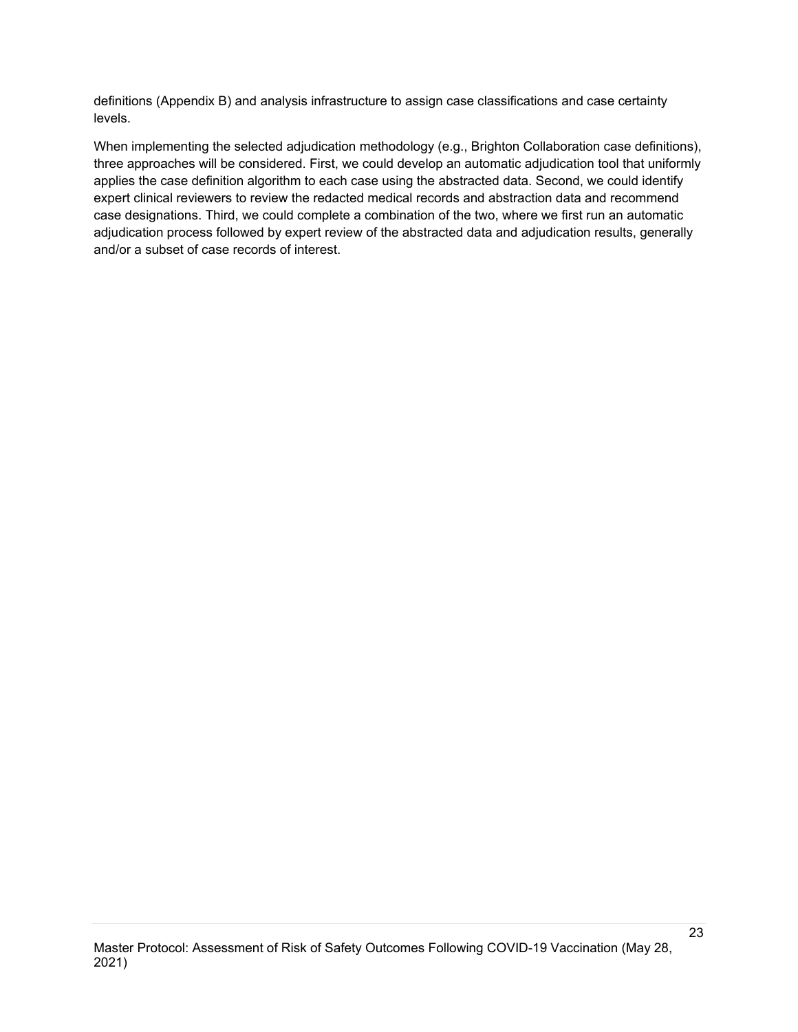definitions (Appendix B) and analysis infrastructure to assign case classifications and case certainty levels.

When implementing the selected adjudication methodology (e.g., Brighton Collaboration case definitions), three approaches will be considered. First, we could develop an automatic adjudication tool that uniformly applies the case definition algorithm to each case using the abstracted data. Second, we could identify expert clinical reviewers to review the redacted medical records and abstraction data and recommend case designations. Third, we could complete a combination of the two, where we first run an automatic adjudication process followed by expert review of the abstracted data and adjudication results, generally and/or a subset of case records of interest.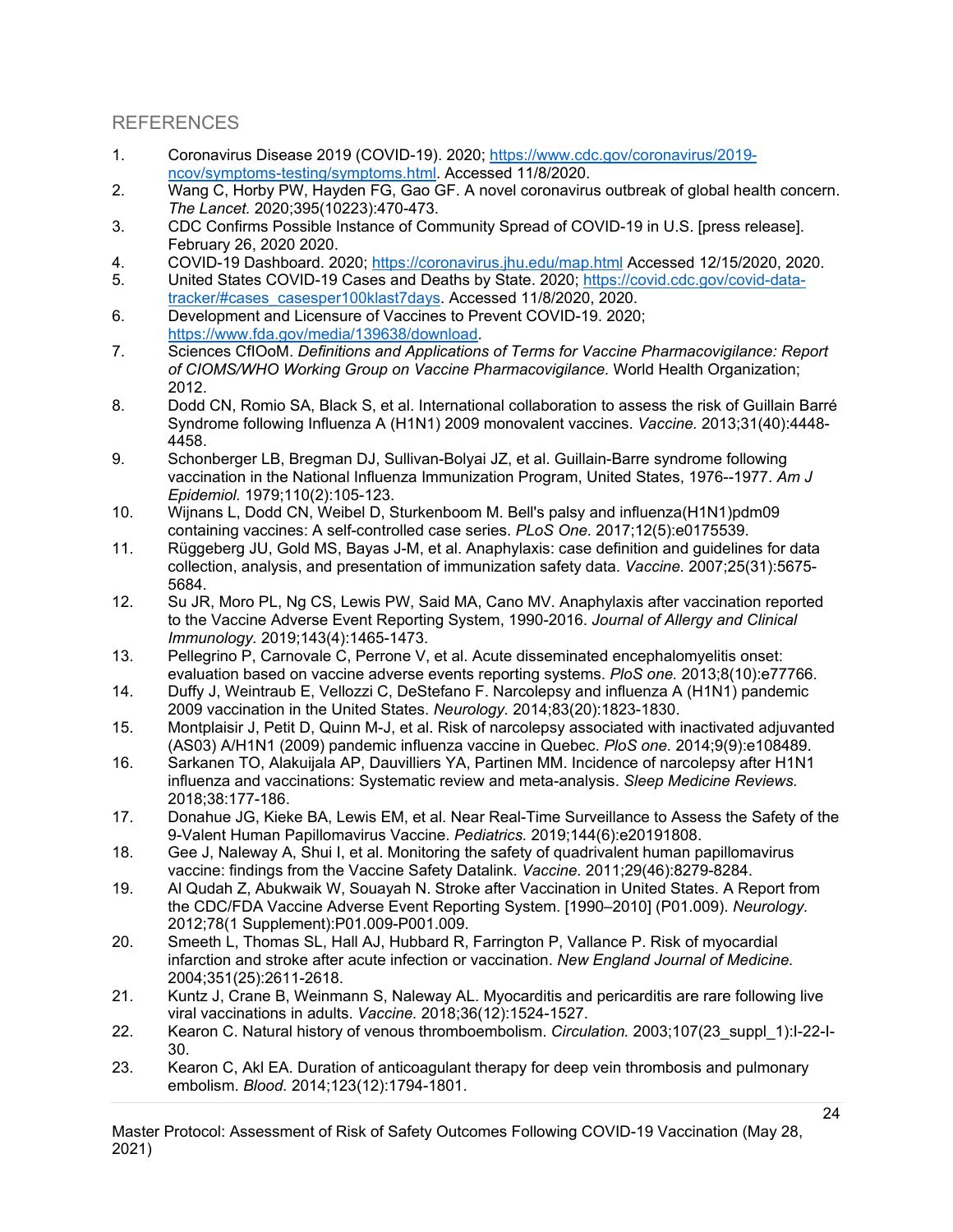## REFERENCES

1. Coronavirus Disease 2019 (COVID-19). 2020; https://www.cdc.gov/coronavirus/2019-ncov/symptoms-testing/symptoms.html. Accessed 11/8/2020.
2. Wang C, Horby PW, Hayden FG, Gao GF. A novel coronavirus outbreak of global health concern. *The Lancet.* 2020;395(10223):470-473.
3. CDC Confirms Possible Instance of Community Spread of COVID-19 in U.S. [press release]. February 26, 2020 2020.
4. COVID-19 Dashboard. 2020; https://coronavirus.jhu.edu/map.html Accessed 12/15/2020, 2020.
5. United States COVID-19 Cases and Deaths by State. 2020; https://covid.cdc.gov/covid-data-tracker/#cases_casesper100klast7days. Accessed 11/8/2020, 2020.
6. Development and Licensure of Vaccines to Prevent COVID-19. 2020; https://www.fda.gov/media/139638/download.
7. Sciences CfIOoM. *Definitions and Applications of Terms for Vaccine Pharmacovigilance: Report of CIOMS/WHO Working Group on Vaccine Pharmacovigilance*. World Health Organization; 2012.
8. Dodd CN, Romio SA, Black S, et al. International collaboration to assess the risk of Guillain Barré Syndrome following Influenza A (H1N1) 2009 monovalent vaccines. *Vaccine.* 2013;31(40):4448-4458.
9. Schonberger LB, Bregman DJ, Sullivan-Bolyai JZ, et al. Guillain-Barre syndrome following vaccination in the National Influenza Immunization Program, United States, 1976--1977. *Am J Epidemiol.* 1979;110(2):105-123.
10. Wijnans L, Dodd CN, Weibel D, Sturkenboom M. Bell's palsy and influenza(H1N1)pdm09 containing vaccines: A self-controlled case series. *PLoS One.* 2017;12(5):e0175539.
11. Rüggeberg JU, Gold MS, Bayas J-M, et al. Anaphylaxis: case definition and guidelines for data collection, analysis, and presentation of immunization safety data. *Vaccine.* 2007;25(31):5675-5684.
12. Su JR, Moro PL, Ng CS, Lewis PW, Said MA, Cano MV. Anaphylaxis after vaccination reported to the Vaccine Adverse Event Reporting System, 1990-2016. *Journal of Allergy and Clinical Immunology.* 2019;143(4):1465-1473.
13. Pellegrino P, Carnovale C, Perrone V, et al. Acute disseminated encephalomyelitis onset: evaluation based on vaccine adverse events reporting systems. *PloS one.* 2013;8(10):e77766.
14. Duffy J, Weintraub E, Vellozzi C, DeStefano F. Narcolepsy and influenza A (H1N1) pandemic 2009 vaccination in the United States. *Neurology.* 2014;83(20):1823-1830.
15. Montplaisir J, Petit D, Quinn M-J, et al. Risk of narcolepsy associated with inactivated adjuvanted (AS03) A/H1N1 (2009) pandemic influenza vaccine in Quebec. *PloS one.* 2014;9(9):e108489.
16. Sarkanen TO, Alakuijala AP, Dauvilliers YA, Partinen MM. Incidence of narcolepsy after H1N1 influenza and vaccinations: Systematic review and meta-analysis. *Sleep Medicine Reviews.* 2018;38:177-186.
17. Donahue JG, Kieke BA, Lewis EM, et al. Near Real-Time Surveillance to Assess the Safety of the 9-Valent Human Papillomavirus Vaccine. *Pediatrics.* 2019;144(6):e20191808.
18. Gee J, Naleway A, Shui I, et al. Monitoring the safety of quadrivalent human papillomavirus vaccine: findings from the Vaccine Safety Datalink. *Vaccine.* 2011;29(46):8279-8284.
19. Al Qudah Z, Abukwaik W, Souayah N. Stroke after Vaccination in United States. A Report from the CDC/FDA Vaccine Adverse Event Reporting System. [1990–2010] (P01.009). *Neurology.* 2012;78(1 Supplement):P01.009-P001.009.
20. Smeeth L, Thomas SL, Hall AJ, Hubbard R, Farrington P, Vallance P. Risk of myocardial infarction and stroke after acute infection or vaccination. *New England Journal of Medicine.* 2004;351(25):2611-2618.
21. Kuntz J, Crane B, Weinmann S, Naleway AL. Myocarditis and pericarditis are rare following live viral vaccinations in adults. *Vaccine.* 2018;36(12):1524-1527.
22. Kearon C. Natural history of venous thromboembolism. *Circulation.* 2003;107(23_suppl_1):I-22-I-30.
23. Kearon C, Akl EA. Duration of anticoagulant therapy for deep vein thrombosis and pulmonary embolism. *Blood.* 2014;123(12):1794-1801.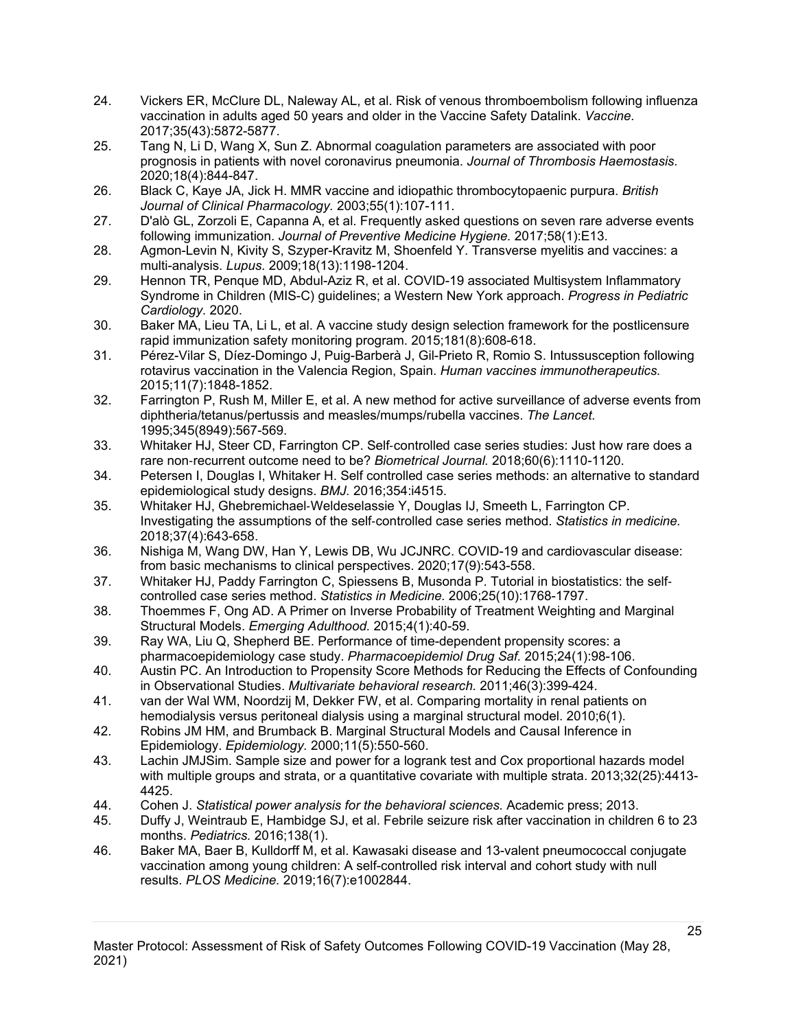24. Vickers ER, McClure DL, Naleway AL, et al. Risk of venous thromboembolism following influenza vaccination in adults aged 50 years and older in the Vaccine Safety Datalink. *Vaccine.* 2017;35(43):5872-5877.
25. Tang N, Li D, Wang X, Sun Z. Abnormal coagulation parameters are associated with poor prognosis in patients with novel coronavirus pneumonia. *Journal of Thrombosis Haemostasis.* 2020;18(4):844-847.
26. Black C, Kaye JA, Jick H. MMR vaccine and idiopathic thrombocytopaenic purpura. *British Journal of Clinical Pharmacology.* 2003;55(1):107-111.
27. D'alò GL, Zorzoli E, Capanna A, et al. Frequently asked questions on seven rare adverse events following immunization. *Journal of Preventive Medicine Hygiene.* 2017;58(1):E13.
28. Agmon-Levin N, Kivity S, Szyper-Kravitz M, Shoenfeld Y. Transverse myelitis and vaccines: a multi-analysis. *Lupus.* 2009;18(13):1198-1204.
29. Hennon TR, Penque MD, Abdul-Aziz R, et al. COVID-19 associated Multisystem Inflammatory Syndrome in Children (MIS-C) guidelines; a Western New York approach. *Progress in Pediatric Cardiology.* 2020.
30. Baker MA, Lieu TA, Li L, et al. A vaccine study design selection framework for the postlicensure rapid immunization safety monitoring program. 2015;181(8):608-618.
31. Pérez-Vilar S, Díez-Domingo J, Puig-Barberà J, Gil-Prieto R, Romio S. Intussusception following rotavirus vaccination in the Valencia Region, Spain. *Human vaccines immunotherapeutics.* 2015;11(7):1848-1852.
32. Farrington P, Rush M, Miller E, et al. A new method for active surveillance of adverse events from diphtheria/tetanus/pertussis and measles/mumps/rubella vaccines. *The Lancet.* 1995;345(8949):567-569.
33. Whitaker HJ, Steer CD, Farrington CP. Self-controlled case series studies: Just how rare does a rare non-recurrent outcome need to be? *Biometrical Journal.* 2018;60(6):1110-1120.
34. Petersen I, Douglas I, Whitaker H. Self controlled case series methods: an alternative to standard epidemiological study designs. *BMJ.* 2016;354:i4515.
35. Whitaker HJ, Ghebremichael-Weldeselassie Y, Douglas IJ, Smeeth L, Farrington CP. Investigating the assumptions of the self-controlled case series method. *Statistics in medicine.* 2018;37(4):643-658.
36. Nishiga M, Wang DW, Han Y, Lewis DB, Wu JCJNRC. COVID-19 and cardiovascular disease: from basic mechanisms to clinical perspectives. 2020;17(9):543-558.
37. Whitaker HJ, Paddy Farrington C, Spiessens B, Musonda P. Tutorial in biostatistics: the self-controlled case series method. *Statistics in Medicine.* 2006;25(10):1768-1797.
38. Thoemmes F, Ong AD. A Primer on Inverse Probability of Treatment Weighting and Marginal Structural Models. *Emerging Adulthood.* 2015;4(1):40-59.
39. Ray WA, Liu Q, Shepherd BE. Performance of time-dependent propensity scores: a pharmacoepidemiology case study. *Pharmacoepidemiol Drug Saf.* 2015;24(1):98-106.
40. Austin PC. An Introduction to Propensity Score Methods for Reducing the Effects of Confounding in Observational Studies. *Multivariate behavioral research.* 2011;46(3):399-424.
41. van der Wal WM, Noordzij M, Dekker FW, et al. Comparing mortality in renal patients on hemodialysis versus peritoneal dialysis using a marginal structural model. 2010;6(1).
42. Robins JM HM, and Brumback B. Marginal Structural Models and Causal Inference in Epidemiology. *Epidemiology.* 2000;11(5):550-560.
43. Lachin JMJSim. Sample size and power for a logrank test and Cox proportional hazards model with multiple groups and strata, or a quantitative covariate with multiple strata. 2013;32(25):4413-4425.
44. Cohen J. *Statistical power analysis for the behavioral sciences.* Academic press; 2013.
45. Duffy J, Weintraub E, Hambidge SJ, et al. Febrile seizure risk after vaccination in children 6 to 23 months. *Pediatrics.* 2016;138(1).
46. Baker MA, Baer B, Kulldorff M, et al. Kawasaki disease and 13-valent pneumococcal conjugate vaccination among young children: A self-controlled risk interval and cohort study with null results. *PLOS Medicine.* 2019;16(7):e1002844.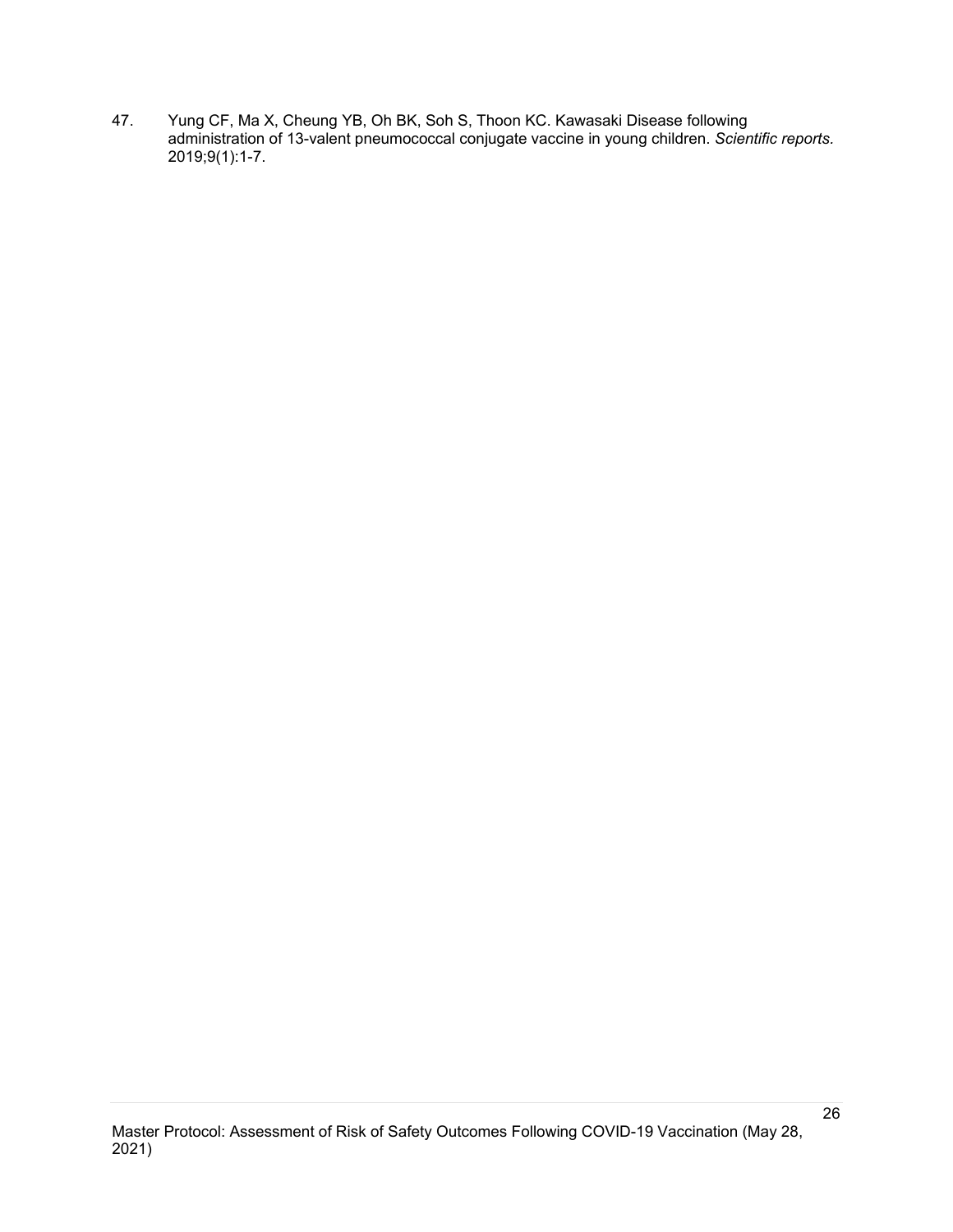47. Yung CF, Ma X, Cheung YB, Oh BK, Soh S, Thoon KC. Kawasaki Disease following administration of 13-valent pneumococcal conjugate vaccine in young children. *Scientific reports.* 2019;9(1):1-7.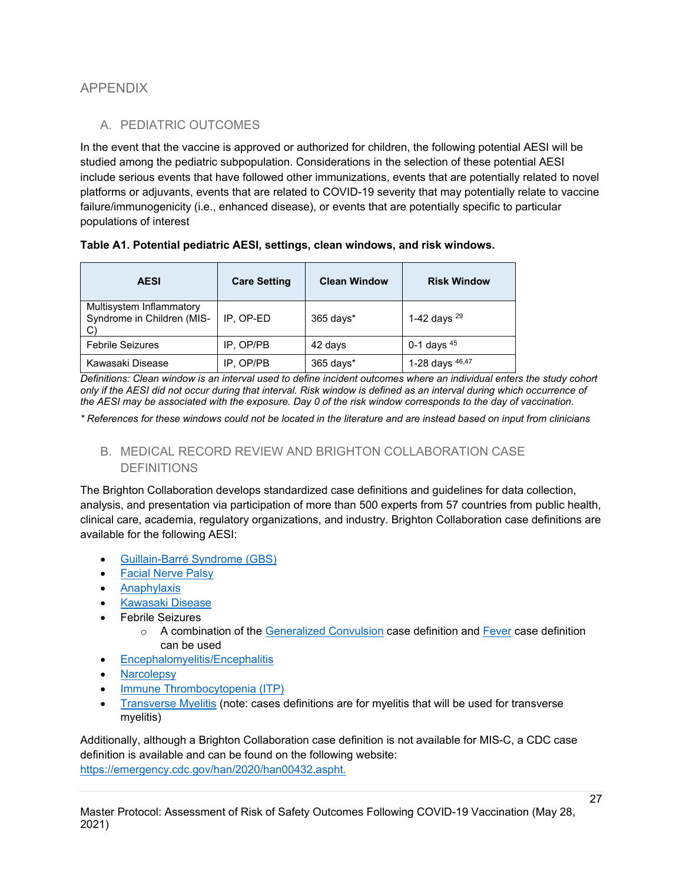# APPENDIX

## A. PEDIATRIC OUTCOMES

In the event that the vaccine is approved or authorized for children, the following potential AESI will be studied among the pediatric subpopulation. Considerations in the selection of these potential AESI include serious events that have followed other immunizations, events that are potentially related to novel platforms or adjuvants, events that are related to COVID-19 severity that may potentially relate to vaccine failure/immunogenicity (i.e., enhanced disease), or events that are potentially specific to particular populations of interest

**Table A1. Potential pediatric AESI, settings, clean windows, and risk windows.**

| AESI | Care Setting | Clean Window | Risk Window |
|---|---|---|---|
| Multisystem Inflammatory Syndrome in Children (MIS-C) | IP, OP-ED | 365 days* | 1-42 days [29] |
| Febrile Seizures | IP, OP/PB | 42 days | 0-1 days [45] |
| Kawasaki Disease | IP, OP/PB | 365 days* | 1-28 days [46,47] |

*Definitions: Clean window is an interval used to define incident outcomes where an individual enters the study cohort only if the AESI did not occur during that interval. Risk window is defined as an interval during which occurrence of the AESI may be associated with the exposure. Day 0 of the risk window corresponds to the day of vaccination.*

*\* References for these windows could not be located in the literature and are instead based on input from clinicians*

## B. MEDICAL RECORD REVIEW AND BRIGHTON COLLABORATION CASE DEFINITIONS

The Brighton Collaboration develops standardized case definitions and guidelines for data collection, analysis, and presentation via participation of more than 500 experts from 57 countries from public health, clinical care, academia, regulatory organizations, and industry. Brighton Collaboration case definitions are available for the following AESI:

- Guillain-Barré Syndrome (GBS)
- Facial Nerve Palsy
- Anaphylaxis
- Kawasaki Disease
- Febrile Seizures
  - A combination of the Generalized Convulsion case definition and Fever case definition can be used
- Encephalomyelitis/Encephalitis
- Narcolepsy
- Immune Thrombocytopenia (ITP)
- Transverse Myelitis (note: cases definitions are for myelitis that will be used for transverse myelitis)

Additionally, although a Brighton Collaboration case definition is not available for MIS-C, a CDC case definition is available and can be found on the following website: https://emergency.cdc.gov/han/2020/han00432.aspht.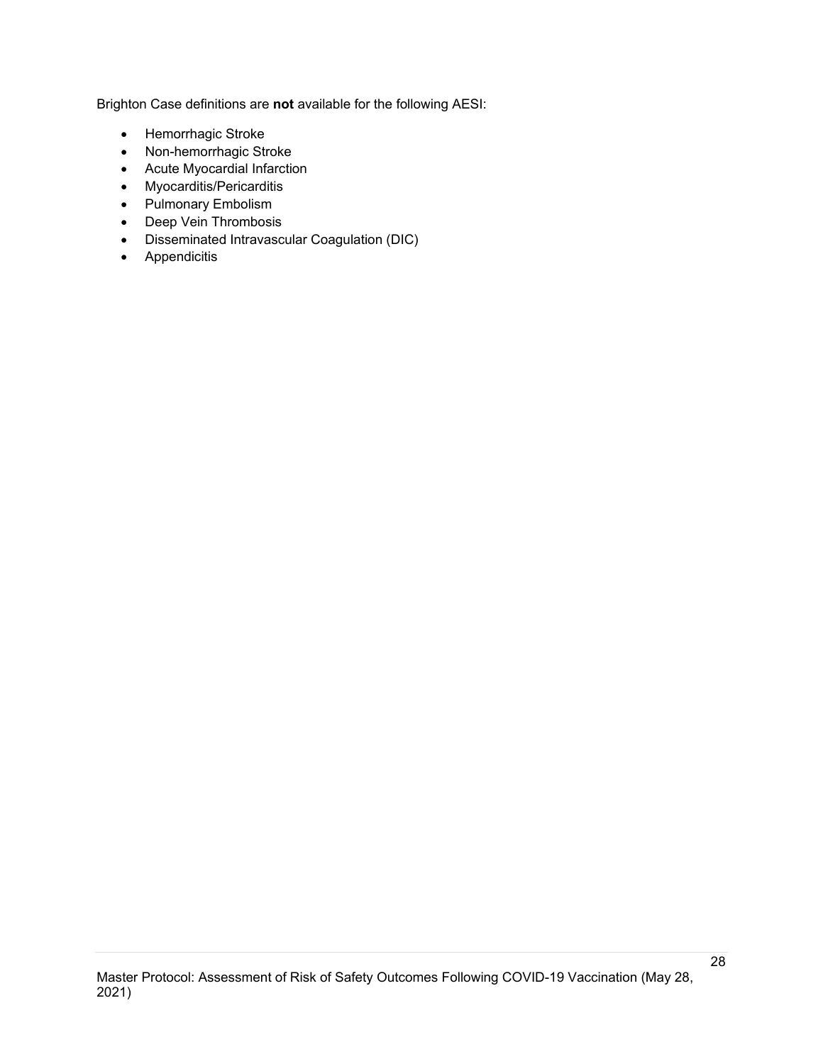Brighton Case definitions are **not** available for the following AESI:

- Hemorrhagic Stroke
- Non-hemorrhagic Stroke
- Acute Myocardial Infarction
- Myocarditis/Pericarditis
- Pulmonary Embolism
- Deep Vein Thrombosis
- Disseminated Intravascular Coagulation (DIC)
- Appendicitis